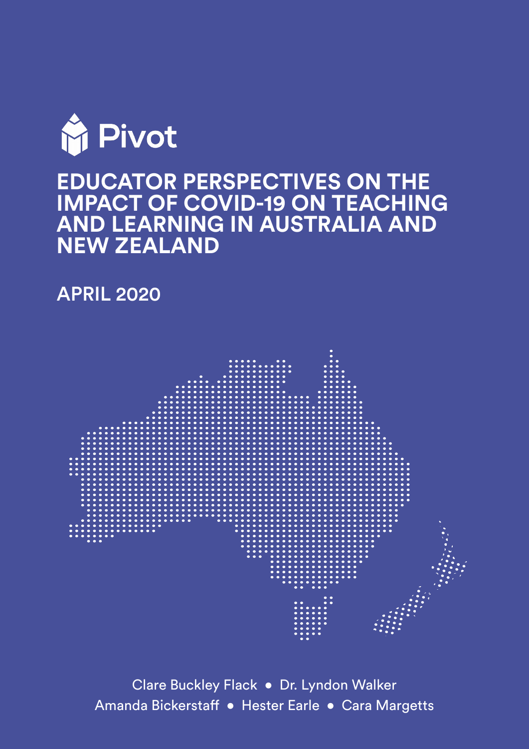Pivot

# EDUCATOR PERSPECTIVES ON THE IMPACT OF COVID-19 ON TEACHING AND LEARNING IN AUSTRALIA AND NEW ZEALAND

## APRIL 2020

Clare Buckley Flack • Dr. Lyndon Walker
Amanda Bickerstaff • Hester Earle • Cara Margetts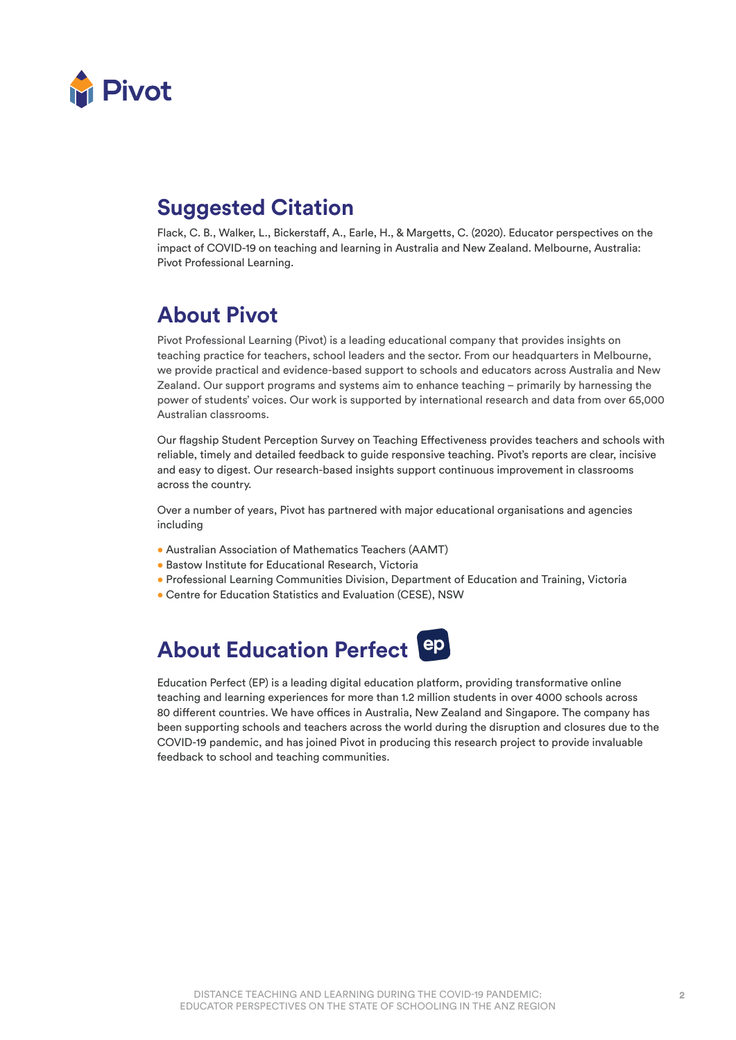## Suggested Citation

Flack, C. B., Walker, L., Bickerstaff, A., Earle, H., & Margetts, C. (2020). Educator perspectives on the impact of COVID-19 on teaching and learning in Australia and New Zealand. Melbourne, Australia: Pivot Professional Learning.

## About Pivot

Pivot Professional Learning (Pivot) is a leading educational company that provides insights on teaching practice for teachers, school leaders and the sector. From our headquarters in Melbourne, we provide practical and evidence-based support to schools and educators across Australia and New Zealand. Our support programs and systems aim to enhance teaching – primarily by harnessing the power of students' voices. Our work is supported by international research and data from over 65,000 Australian classrooms.

Our flagship Student Perception Survey on Teaching Effectiveness provides teachers and schools with reliable, timely and detailed feedback to guide responsive teaching. Pivot's reports are clear, incisive and easy to digest. Our research-based insights support continuous improvement in classrooms across the country.

Over a number of years, Pivot has partnered with major educational organisations and agencies including

- Australian Association of Mathematics Teachers (AAMT)
- Bastow Institute for Educational Research, Victoria
- Professional Learning Communities Division, Department of Education and Training, Victoria
- Centre for Education Statistics and Evaluation (CESE), NSW

## About Education Perfect

Education Perfect (EP) is a leading digital education platform, providing transformative online teaching and learning experiences for more than 1.2 million students in over 4000 schools across 80 different countries. We have offices in Australia, New Zealand and Singapore. The company has been supporting schools and teachers across the world during the disruption and closures due to the COVID-19 pandemic, and has joined Pivot in producing this research project to provide invaluable feedback to school and teaching communities.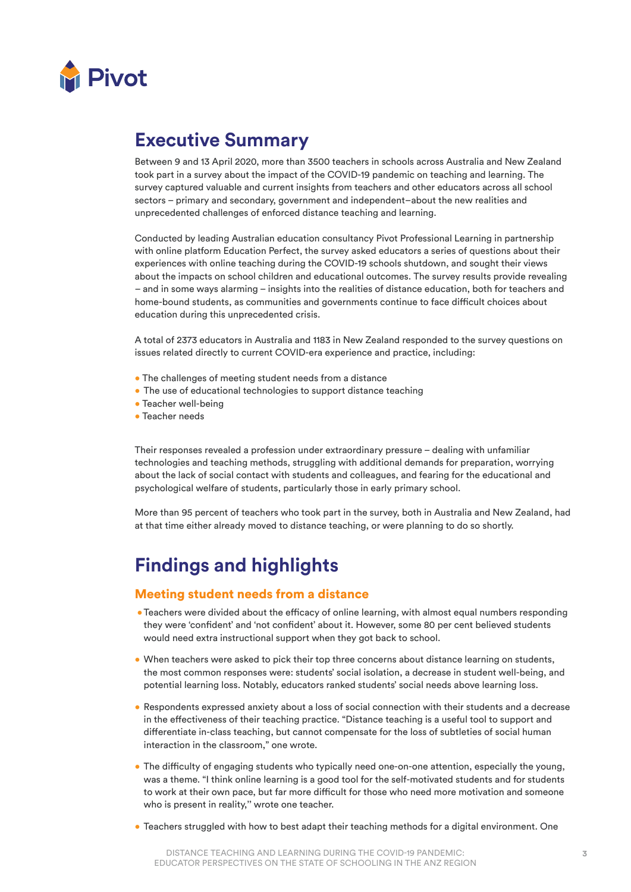# Executive Summary

Between 9 and 13 April 2020, more than 3500 teachers in schools across Australia and New Zealand took part in a survey about the impact of the COVID-19 pandemic on teaching and learning. The survey captured valuable and current insights from teachers and other educators across all school sectors – primary and secondary, government and independent–about the new realities and unprecedented challenges of enforced distance teaching and learning.

Conducted by leading Australian education consultancy Pivot Professional Learning in partnership with online platform Education Perfect, the survey asked educators a series of questions about their experiences with online teaching during the COVID-19 schools shutdown, and sought their views about the impacts on school children and educational outcomes. The survey results provide revealing – and in some ways alarming – insights into the realities of distance education, both for teachers and home-bound students, as communities and governments continue to face difficult choices about education during this unprecedented crisis.

A total of 2373 educators in Australia and 1183 in New Zealand responded to the survey questions on issues related directly to current COVID-era experience and practice, including:

- The challenges of meeting student needs from a distance
- The use of educational technologies to support distance teaching
- Teacher well-being
- Teacher needs

Their responses revealed a profession under extraordinary pressure – dealing with unfamiliar technologies and teaching methods, struggling with additional demands for preparation, worrying about the lack of social contact with students and colleagues, and fearing for the educational and psychological welfare of students, particularly those in early primary school.

More than 95 percent of teachers who took part in the survey, both in Australia and New Zealand, had at that time either already moved to distance teaching, or were planning to do so shortly.

# Findings and highlights

## Meeting student needs from a distance

- Teachers were divided about the efficacy of online learning, with almost equal numbers responding they were 'confident' and 'not confident' about it. However, some 80 per cent believed students would need extra instructional support when they got back to school.

- When teachers were asked to pick their top three concerns about distance learning on students, the most common responses were: students' social isolation, a decrease in student well-being, and potential learning loss. Notably, educators ranked students' social needs above learning loss.

- Respondents expressed anxiety about a loss of social connection with their students and a decrease in the effectiveness of their teaching practice. "Distance teaching is a useful tool to support and differentiate in-class teaching, but cannot compensate for the loss of subtleties of social human interaction in the classroom," one wrote.

- The difficulty of engaging students who typically need one-on-one attention, especially the young, was a theme. "I think online learning is a good tool for the self-motivated students and for students to work at their own pace, but far more difficult for those who need more motivation and someone who is present in reality," wrote one teacher.

- Teachers struggled with how to best adapt their teaching methods for a digital environment. One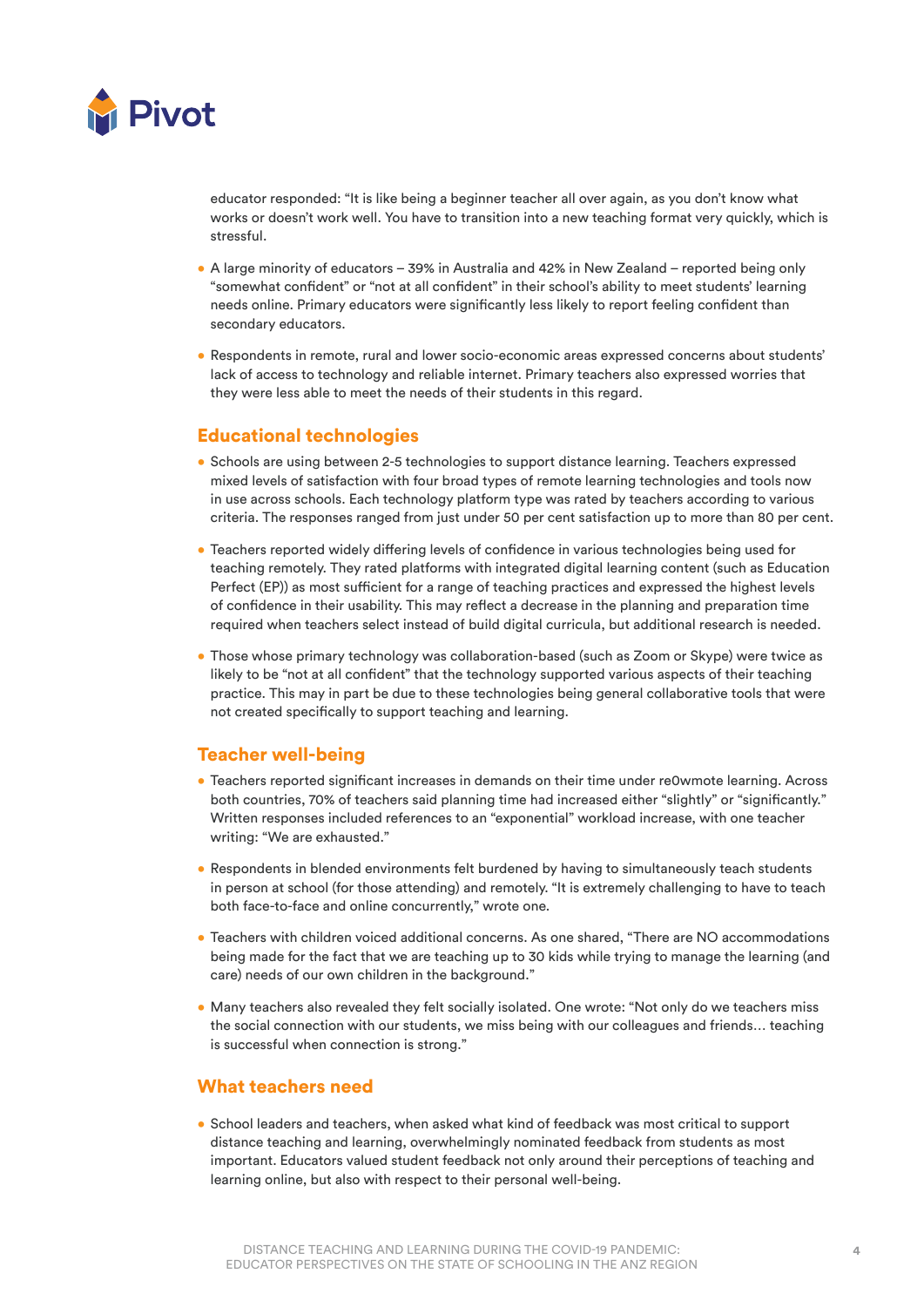educator responded: “It is like being a beginner teacher all over again, as you don’t know what works or doesn’t work well. You have to transition into a new teaching format very quickly, which is stressful.

- A large minority of educators – 39% in Australia and 42% in New Zealand – reported being only “somewhat confident” or “not at all confident” in their school’s ability to meet students’ learning needs online. Primary educators were significantly less likely to report feeling confident than secondary educators.
- Respondents in remote, rural and lower socio-economic areas expressed concerns about students’ lack of access to technology and reliable internet. Primary teachers also expressed worries that they were less able to meet the needs of their students in this regard.

## Educational technologies

- Schools are using between 2-5 technologies to support distance learning. Teachers expressed mixed levels of satisfaction with four broad types of remote learning technologies and tools now in use across schools. Each technology platform type was rated by teachers according to various criteria. The responses ranged from just under 50 per cent satisfaction up to more than 80 per cent.
- Teachers reported widely differing levels of confidence in various technologies being used for teaching remotely. They rated platforms with integrated digital learning content (such as Education Perfect (EP)) as most sufficient for a range of teaching practices and expressed the highest levels of confidence in their usability. This may reflect a decrease in the planning and preparation time required when teachers select instead of build digital curricula, but additional research is needed.
- Those whose primary technology was collaboration-based (such as Zoom or Skype) were twice as likely to be “not at all confident” that the technology supported various aspects of their teaching practice. This may in part be due to these technologies being general collaborative tools that were not created specifically to support teaching and learning.

## Teacher well-being

- Teachers reported significant increases in demands on their time under re0wmote learning. Across both countries, 70% of teachers said planning time had increased either “slightly” or “significantly.” Written responses included references to an “exponential” workload increase, with one teacher writing: “We are exhausted.”
- Respondents in blended environments felt burdened by having to simultaneously teach students in person at school (for those attending) and remotely. “It is extremely challenging to have to teach both face-to-face and online concurrently,” wrote one.
- Teachers with children voiced additional concerns. As one shared, “There are NO accommodations being made for the fact that we are teaching up to 30 kids while trying to manage the learning (and care) needs of our own children in the background.”
- Many teachers also revealed they felt socially isolated. One wrote: “Not only do we teachers miss the social connection with our students, we miss being with our colleagues and friends… teaching is successful when connection is strong.”

## What teachers need

- School leaders and teachers, when asked what kind of feedback was most critical to support distance teaching and learning, overwhelmingly nominated feedback from students as most important. Educators valued student feedback not only around their perceptions of teaching and learning online, but also with respect to their personal well-being.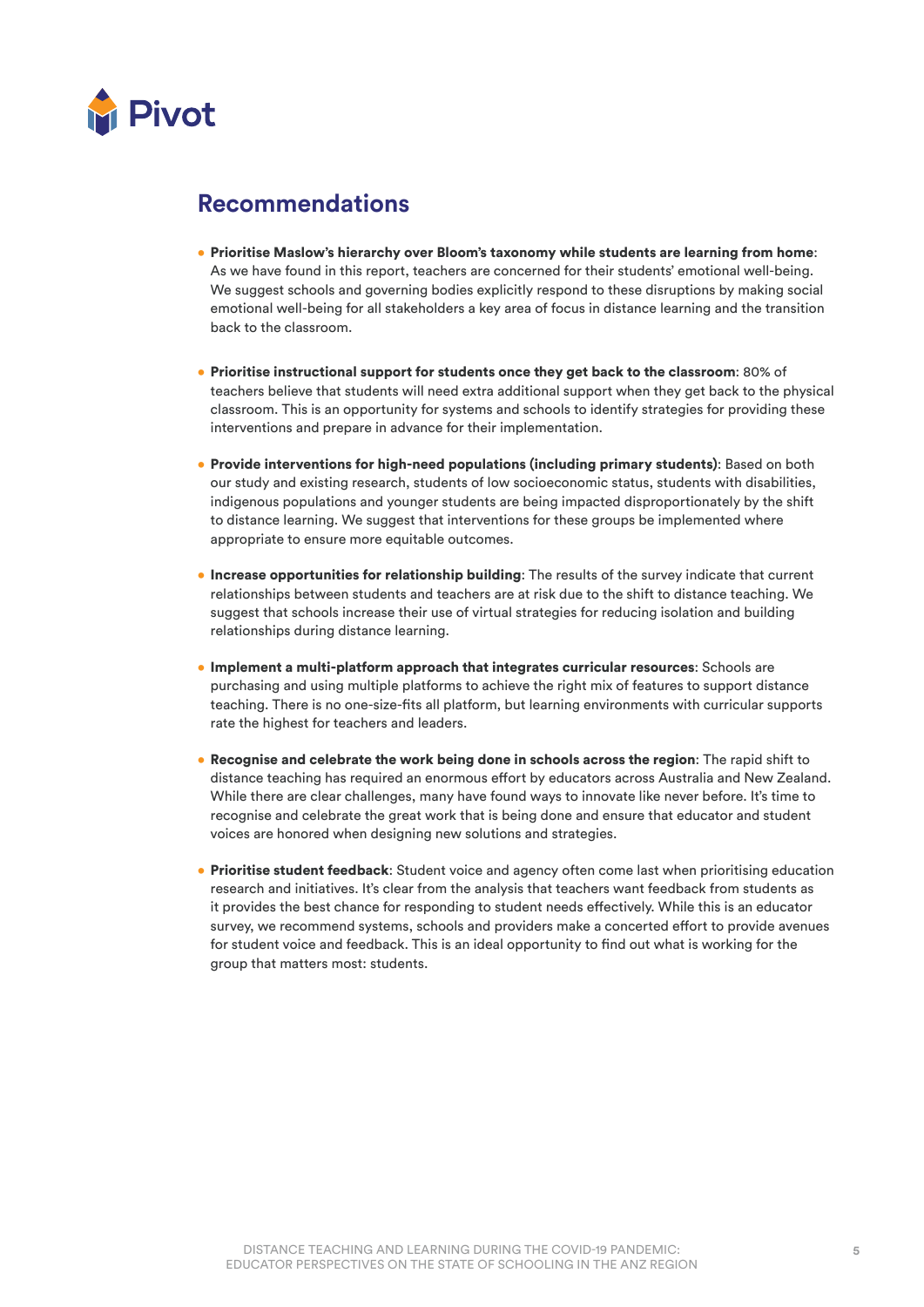Pivot

## Recommendations

- **Prioritise Maslow's hierarchy over Bloom's taxonomy while students are learning from home**: As we have found in this report, teachers are concerned for their students' emotional well-being. We suggest schools and governing bodies explicitly respond to these disruptions by making social emotional well-being for all stakeholders a key area of focus in distance learning and the transition back to the classroom.

- **Prioritise instructional support for students once they get back to the classroom**: 80% of teachers believe that students will need extra additional support when they get back to the physical classroom. This is an opportunity for systems and schools to identify strategies for providing these interventions and prepare in advance for their implementation.

- **Provide interventions for high-need populations (including primary students)**: Based on both our study and existing research, students of low socioeconomic status, students with disabilities, indigenous populations and younger students are being impacted disproportionately by the shift to distance learning. We suggest that interventions for these groups be implemented where appropriate to ensure more equitable outcomes.

- **Increase opportunities for relationship building**: The results of the survey indicate that current relationships between students and teachers are at risk due to the shift to distance teaching. We suggest that schools increase their use of virtual strategies for reducing isolation and building relationships during distance learning.

- **Implement a multi-platform approach that integrates curricular resources**: Schools are purchasing and using multiple platforms to achieve the right mix of features to support distance teaching. There is no one-size-fits all platform, but learning environments with curricular supports rate the highest for teachers and leaders.

- **Recognise and celebrate the work being done in schools across the region**: The rapid shift to distance teaching has required an enormous effort by educators across Australia and New Zealand. While there are clear challenges, many have found ways to innovate like never before. It's time to recognise and celebrate the great work that is being done and ensure that educator and student voices are honored when designing new solutions and strategies.

- **Prioritise student feedback**: Student voice and agency often come last when prioritising education research and initiatives. It's clear from the analysis that teachers want feedback from students as it provides the best chance for responding to student needs effectively. While this is an educator survey, we recommend systems, schools and providers make a concerted effort to provide avenues for student voice and feedback. This is an ideal opportunity to find out what is working for the group that matters most: students.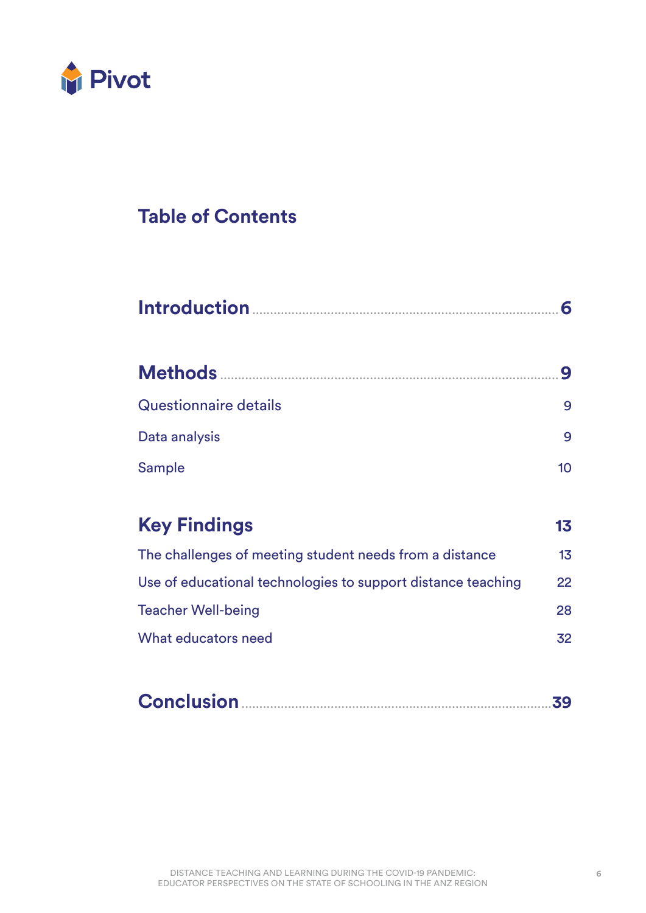# Table of Contents

| | |
|---|---|
| **Introduction** | **6** |
| **Methods** | **9** |
| Questionnaire details | 9 |
| Data analysis | 9 |
| Sample | 10 |
| **Key Findings** | **13** |
| The challenges of meeting student needs from a distance | 13 |
| Use of educational technologies to support distance teaching | 22 |
| Teacher Well-being | 28 |
| What educators need | 32 |
| **Conclusion** | **39** |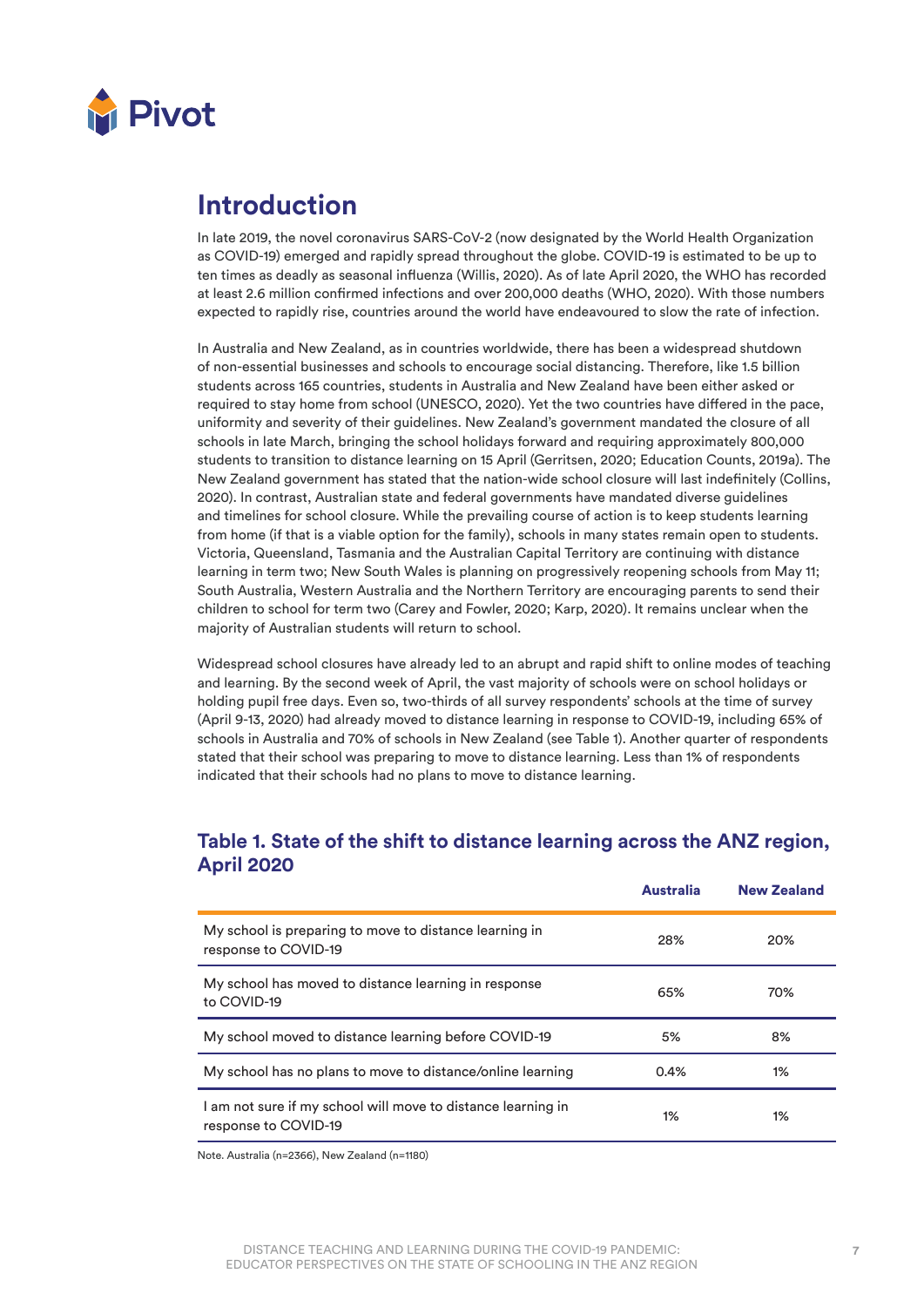## Introduction

In late 2019, the novel coronavirus SARS-CoV-2 (now designated by the World Health Organization as COVID-19) emerged and rapidly spread throughout the globe. COVID-19 is estimated to be up to ten times as deadly as seasonal influenza (Willis, 2020). As of late April 2020, the WHO has recorded at least 2.6 million confirmed infections and over 200,000 deaths (WHO, 2020). With those numbers expected to rapidly rise, countries around the world have endeavoured to slow the rate of infection.

In Australia and New Zealand, as in countries worldwide, there has been a widespread shutdown of non-essential businesses and schools to encourage social distancing. Therefore, like 1.5 billion students across 165 countries, students in Australia and New Zealand have been either asked or required to stay home from school (UNESCO, 2020). Yet the two countries have differed in the pace, uniformity and severity of their guidelines. New Zealand's government mandated the closure of all schools in late March, bringing the school holidays forward and requiring approximately 800,000 students to transition to distance learning on 15 April (Gerritsen, 2020; Education Counts, 2019a). The New Zealand government has stated that the nation-wide school closure will last indefinitely (Collins, 2020). In contrast, Australian state and federal governments have mandated diverse guidelines and timelines for school closure. While the prevailing course of action is to keep students learning from home (if that is a viable option for the family), schools in many states remain open to students. Victoria, Queensland, Tasmania and the Australian Capital Territory are continuing with distance learning in term two; New South Wales is planning on progressively reopening schools from May 11; South Australia, Western Australia and the Northern Territory are encouraging parents to send their children to school for term two (Carey and Fowler, 2020; Karp, 2020). It remains unclear when the majority of Australian students will return to school.

Widespread school closures have already led to an abrupt and rapid shift to online modes of teaching and learning. By the second week of April, the vast majority of schools were on school holidays or holding pupil free days. Even so, two-thirds of all survey respondents' schools at the time of survey (April 9-13, 2020) had already moved to distance learning in response to COVID-19, including 65% of schools in Australia and 70% of schools in New Zealand (see Table 1). Another quarter of respondents stated that their school was preparing to move to distance learning. Less than 1% of respondents indicated that their schools had no plans to move to distance learning.

### Table 1. State of the shift to distance learning across the ANZ region, April 2020

| | Australia | New Zealand |
|---|---|---|
| My school is preparing to move to distance learning in response to COVID-19 | 28% | 20% |
| My school has moved to distance learning in response to COVID-19 | 65% | 70% |
| My school moved to distance learning before COVID-19 | 5% | 8% |
| My school has no plans to move to distance/online learning | 0.4% | 1% |
| I am not sure if my school will move to distance learning in response to COVID-19 | 1% | 1% |

Note. Australia (n=2366), New Zealand (n=1180)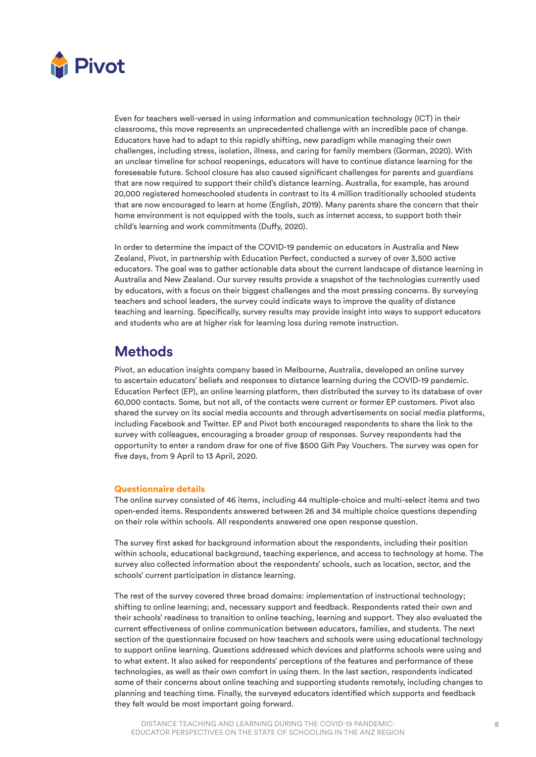Even for teachers well-versed in using information and communication technology (ICT) in their classrooms, this move represents an unprecedented challenge with an incredible pace of change. Educators have had to adapt to this rapidly shifting, new paradigm while managing their own challenges, including stress, isolation, illness, and caring for family members (Gorman, 2020). With an unclear timeline for school reopenings, educators will have to continue distance learning for the foreseeable future. School closure has also caused significant challenges for parents and guardians that are now required to support their child's distance learning. Australia, for example, has around 20,000 registered homeschooled students in contrast to its 4 million traditionally schooled students that are now encouraged to learn at home (English, 2019). Many parents share the concern that their home environment is not equipped with the tools, such as internet access, to support both their child's learning and work commitments (Duffy, 2020).

In order to determine the impact of the COVID-19 pandemic on educators in Australia and New Zealand, Pivot, in partnership with Education Perfect, conducted a survey of over 3,500 active educators. The goal was to gather actionable data about the current landscape of distance learning in Australia and New Zealand. Our survey results provide a snapshot of the technologies currently used by educators, with a focus on their biggest challenges and the most pressing concerns. By surveying teachers and school leaders, the survey could indicate ways to improve the quality of distance teaching and learning. Specifically, survey results may provide insight into ways to support educators and students who are at higher risk for learning loss during remote instruction.

## Methods

Pivot, an education insights company based in Melbourne, Australia, developed an online survey to ascertain educators' beliefs and responses to distance learning during the COVID-19 pandemic. Education Perfect (EP), an online learning platform, then distributed the survey to its database of over 60,000 contacts. Some, but not all, of the contacts were current or former EP customers. Pivot also shared the survey on its social media accounts and through advertisements on social media platforms, including Facebook and Twitter. EP and Pivot both encouraged respondents to share the link to the survey with colleagues, encouraging a broader group of responses. Survey respondents had the opportunity to enter a random draw for one of five $500 Gift Pay Vouchers. The survey was open for five days, from 9 April to 13 April, 2020.

### Questionnaire details

The online survey consisted of 46 items, including 44 multiple-choice and multi-select items and two open-ended items. Respondents answered between 26 and 34 multiple choice questions depending on their role within schools. All respondents answered one open response question.

The survey first asked for background information about the respondents, including their position within schools, educational background, teaching experience, and access to technology at home. The survey also collected information about the respondents' schools, such as location, sector, and the schools' current participation in distance learning.

The rest of the survey covered three broad domains: implementation of instructional technology; shifting to online learning; and, necessary support and feedback. Respondents rated their own and their schools' readiness to transition to online teaching, learning and support. They also evaluated the current effectiveness of online communication between educators, families, and students. The next section of the questionnaire focused on how teachers and schools were using educational technology to support online learning. Questions addressed which devices and platforms schools were using and to what extent. It also asked for respondents' perceptions of the features and performance of these technologies, as well as their own comfort in using them. In the last section, respondents indicated some of their concerns about online teaching and supporting students remotely, including changes to planning and teaching time. Finally, the surveyed educators identified which supports and feedback they felt would be most important going forward.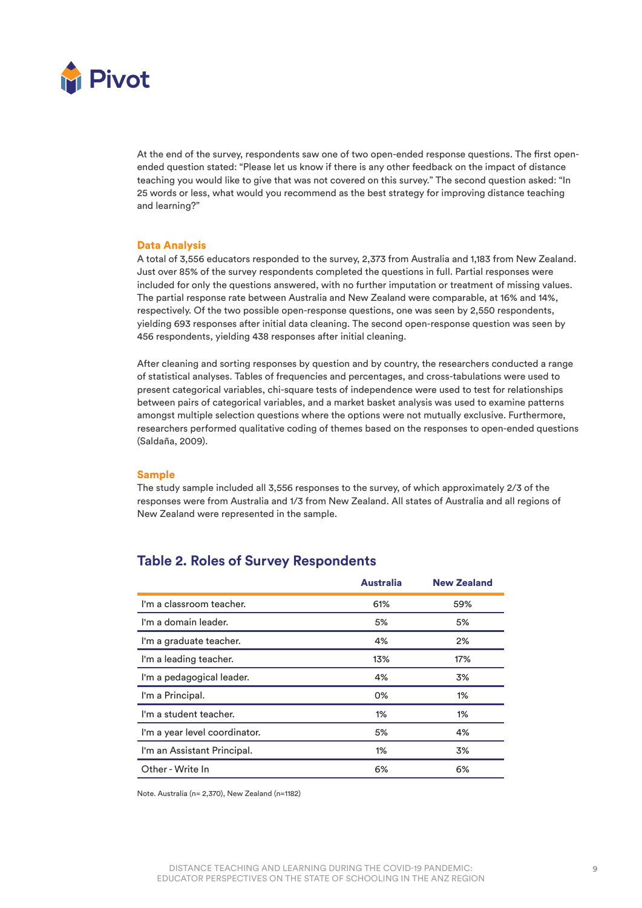At the end of the survey, respondents saw one of two open-ended response questions. The first open-ended question stated: "Please let us know if there is any other feedback on the impact of distance teaching you would like to give that was not covered on this survey." The second question asked: "In 25 words or less, what would you recommend as the best strategy for improving distance teaching and learning?"

### Data Analysis

A total of 3,556 educators responded to the survey, 2,373 from Australia and 1,183 from New Zealand. Just over 85% of the survey respondents completed the questions in full. Partial responses were included for only the questions answered, with no further imputation or treatment of missing values. The partial response rate between Australia and New Zealand were comparable, at 16% and 14%, respectively. Of the two possible open-response questions, one was seen by 2,550 respondents, yielding 693 responses after initial data cleaning. The second open-response question was seen by 456 respondents, yielding 438 responses after initial cleaning.

After cleaning and sorting responses by question and by country, the researchers conducted a range of statistical analyses. Tables of frequencies and percentages, and cross-tabulations were used to present categorical variables, chi-square tests of independence were used to test for relationships between pairs of categorical variables, and a market basket analysis was used to examine patterns amongst multiple selection questions where the options were not mutually exclusive. Furthermore, researchers performed qualitative coding of themes based on the responses to open-ended questions (Saldaña, 2009).

### Sample

The study sample included all 3,556 responses to the survey, of which approximately 2/3 of the responses were from Australia and 1/3 from New Zealand. All states of Australia and all regions of New Zealand were represented in the sample.

## Table 2. Roles of Survey Respondents

| | Australia | New Zealand |
|---|---|---|
| I'm a classroom teacher. | 61% | 59% |
| I'm a domain leader. | 5% | 5% |
| I'm a graduate teacher. | 4% | 2% |
| I'm a leading teacher. | 13% | 17% |
| I'm a pedagogical leader. | 4% | 3% |
| I'm a Principal. | 0% | 1% |
| I'm a student teacher. | 1% | 1% |
| I'm a year level coordinator. | 5% | 4% |
| I'm an Assistant Principal. | 1% | 3% |
| Other - Write In | 6% | 6% |

Note. Australia (n= 2,370), New Zealand (n=1182)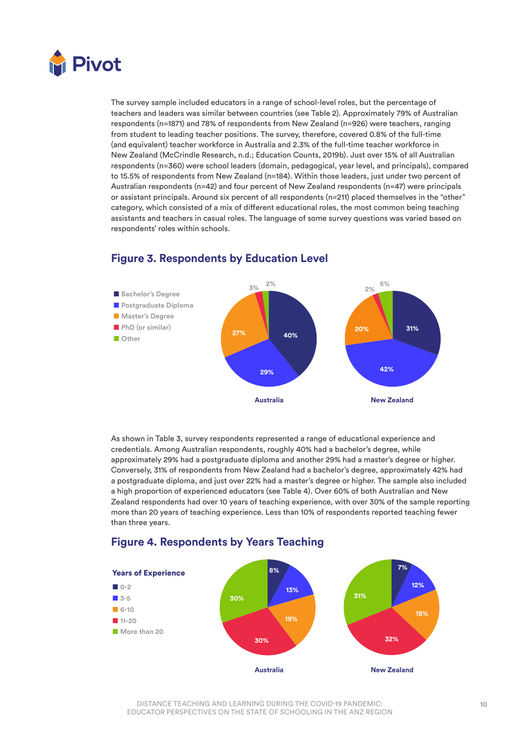The survey sample included educators in a range of school-level roles, but the percentage of teachers and leaders was similar between countries (see Table 2). Approximately 79% of Australian respondents (n=1871) and 78% of respondents from New Zealand (n=926) were teachers, ranging from student to leading teacher positions. The survey, therefore, covered 0.8% of the full-time (and equivalent) teacher workforce in Australia and 2.3% of the full-time teacher workforce in New Zealand (McCrindle Research, n.d.; Education Counts, 2019b). Just over 15% of all Australian respondents (n=360) were school leaders (domain, pedagogical, year level, and principals), compared to 15.5% of respondents from New Zealand (n=184). Within those leaders, just under two percent of Australian respondents (n=42) and four percent of New Zealand respondents (n=47) were principals or assistant principals. Around six percent of all respondents (n=211) placed themselves in the "other" category, which consisted of a mix of different educational roles, the most common being teaching assistants and teachers in casual roles. The language of some survey questions was varied based on respondents' roles within schools.

## Figure 3. Respondents by Education Level

| Education Level | Australia | New Zealand |
|---|---|---|
| Bachelor's Degree | 40% | 31% |
| Postgraduate Diploma | 29% | 42% |
| Master's Degree | 27% | 20% |
| PhD (or similar) | 3% | 2% |
| Other | 2% | 5% |

As shown in Table 3, survey respondents represented a range of educational experience and credentials. Among Australian respondents, roughly 40% had a bachelor's degree, while approximately 29% had a postgraduate diploma and another 29% had a master's degree or higher. Conversely, 31% of respondents from New Zealand had a bachelor's degree, approximately 42% had a postgraduate diploma, and just over 22% had a master's degree or higher. The sample also included a high proportion of experienced educators (see Table 4). Over 60% of both Australian and New Zealand respondents had over 10 years of teaching experience, with over 30% of the sample reporting more than 20 years of teaching experience. Less than 10% of respondents reported teaching fewer than three years.

## Figure 4. Respondents by Years Teaching

| Years of Experience | Australia | New Zealand |
|---|---|---|
| 0-2 | 8% | 7% |
| 3-5 | 13% | 12% |
| 6-10 | 19% | 18% |
| 11-20 | 30% | 32% |
| More than 20 | 30% | 31% |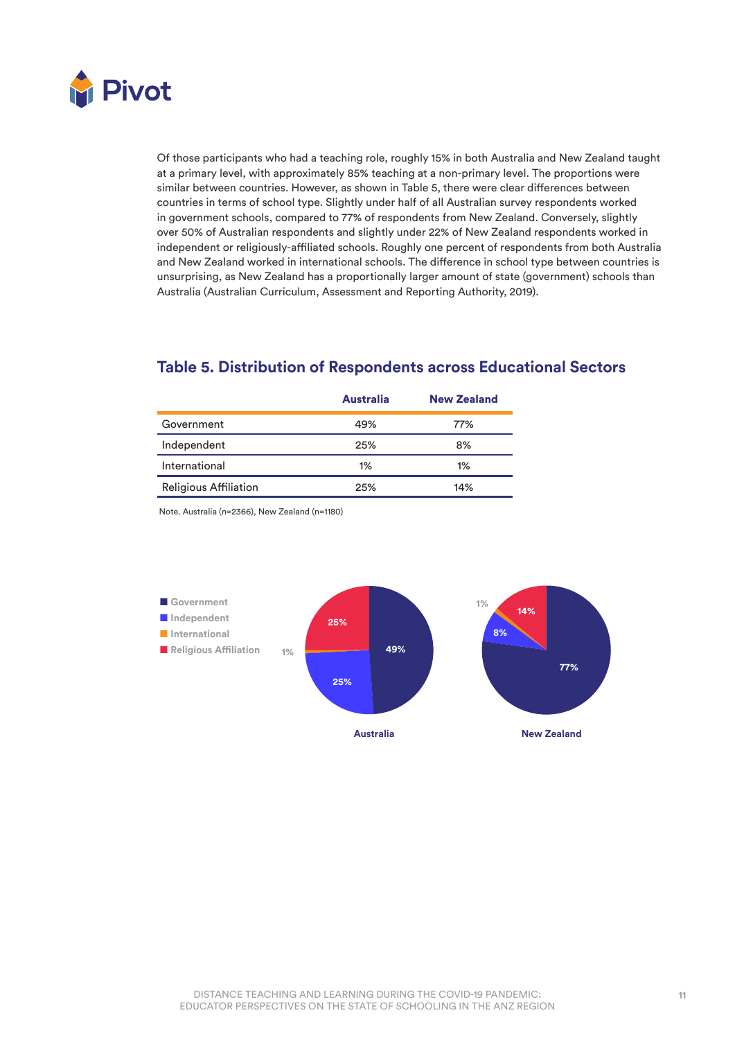Of those participants who had a teaching role, roughly 15% in both Australia and New Zealand taught at a primary level, with approximately 85% teaching at a non-primary level. The proportions were similar between countries. However, as shown in Table 5, there were clear differences between countries in terms of school type. Slightly under half of all Australian survey respondents worked in government schools, compared to 77% of respondents from New Zealand. Conversely, slightly over 50% of Australian respondents and slightly under 22% of New Zealand respondents worked in independent or religiously-affiliated schools. Roughly one percent of respondents from both Australia and New Zealand worked in international schools. The difference in school type between countries is unsurprising, as New Zealand has a proportionally larger amount of state (government) schools than Australia (Australian Curriculum, Assessment and Reporting Authority, 2019).

## Table 5. Distribution of Respondents across Educational Sectors

| | Australia | New Zealand |
|---|---|---|
| Government | 49% | 77% |
| Independent | 25% | 8% |
| International | 1% | 1% |
| Religious Affiliation | 25% | 14% |

Note. Australia (n=2366), New Zealand (n=1180)

Government
Independent
International
Religious Affiliation

Australia: Government 49%, Independent 25%, International 1%, Religious Affiliation 25%

New Zealand: Government 77%, Independent 8%, International 1%, Religious Affiliation 14%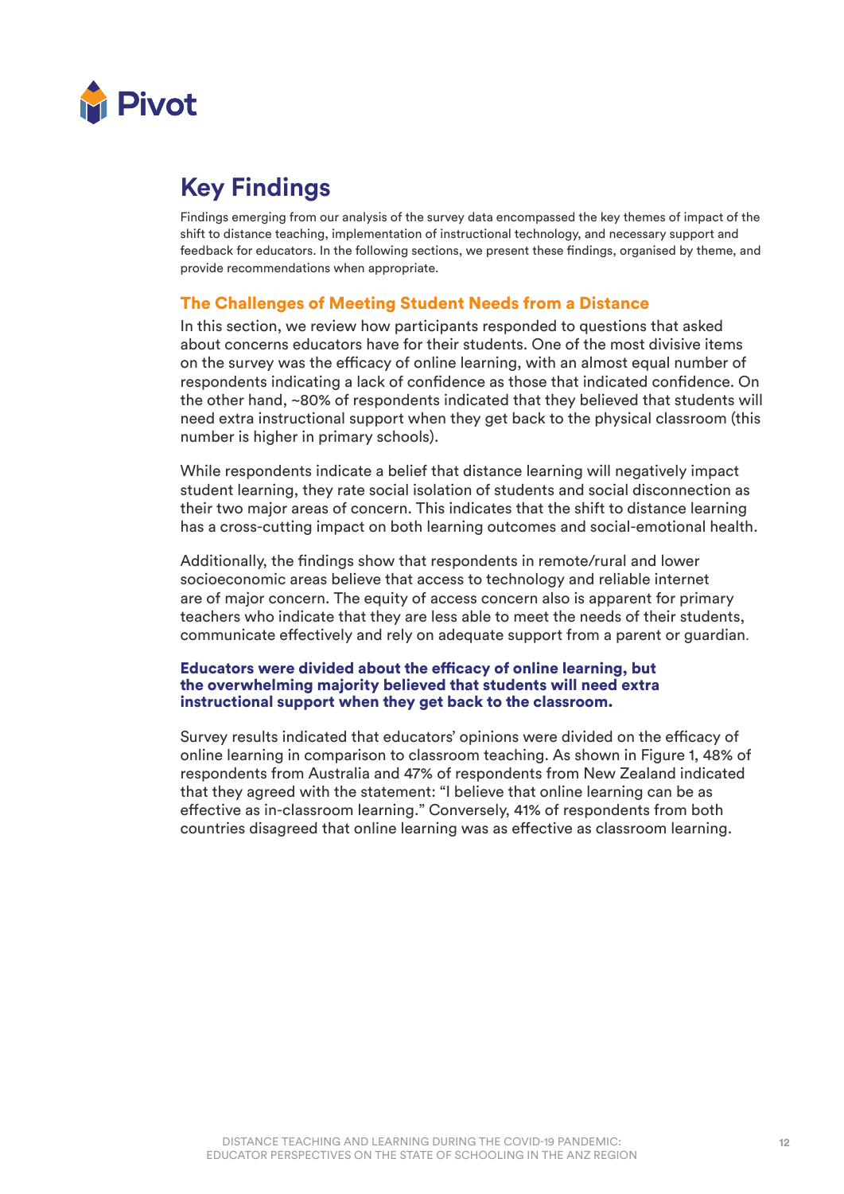## Key Findings

Findings emerging from our analysis of the survey data encompassed the key themes of impact of the shift to distance teaching, implementation of instructional technology, and necessary support and feedback for educators. In the following sections, we present these findings, organised by theme, and provide recommendations when appropriate.

### The Challenges of Meeting Student Needs from a Distance

In this section, we review how participants responded to questions that asked about concerns educators have for their students. One of the most divisive items on the survey was the efficacy of online learning, with an almost equal number of respondents indicating a lack of confidence as those that indicated confidence. On the other hand, ~80% of respondents indicated that they believed that students will need extra instructional support when they get back to the physical classroom (this number is higher in primary schools).

While respondents indicate a belief that distance learning will negatively impact student learning, they rate social isolation of students and social disconnection as their two major areas of concern. This indicates that the shift to distance learning has a cross-cutting impact on both learning outcomes and social-emotional health.

Additionally, the findings show that respondents in remote/rural and lower socioeconomic areas believe that access to technology and reliable internet are of major concern. The equity of access concern also is apparent for primary teachers who indicate that they are less able to meet the needs of their students, communicate effectively and rely on adequate support from a parent or guardian.

#### Educators were divided about the efficacy of online learning, but the overwhelming majority believed that students will need extra instructional support when they get back to the classroom.

Survey results indicated that educators' opinions were divided on the efficacy of online learning in comparison to classroom teaching. As shown in Figure 1, 48% of respondents from Australia and 47% of respondents from New Zealand indicated that they agreed with the statement: "I believe that online learning can be as effective as in-classroom learning." Conversely, 41% of respondents from both countries disagreed that online learning was as effective as classroom learning.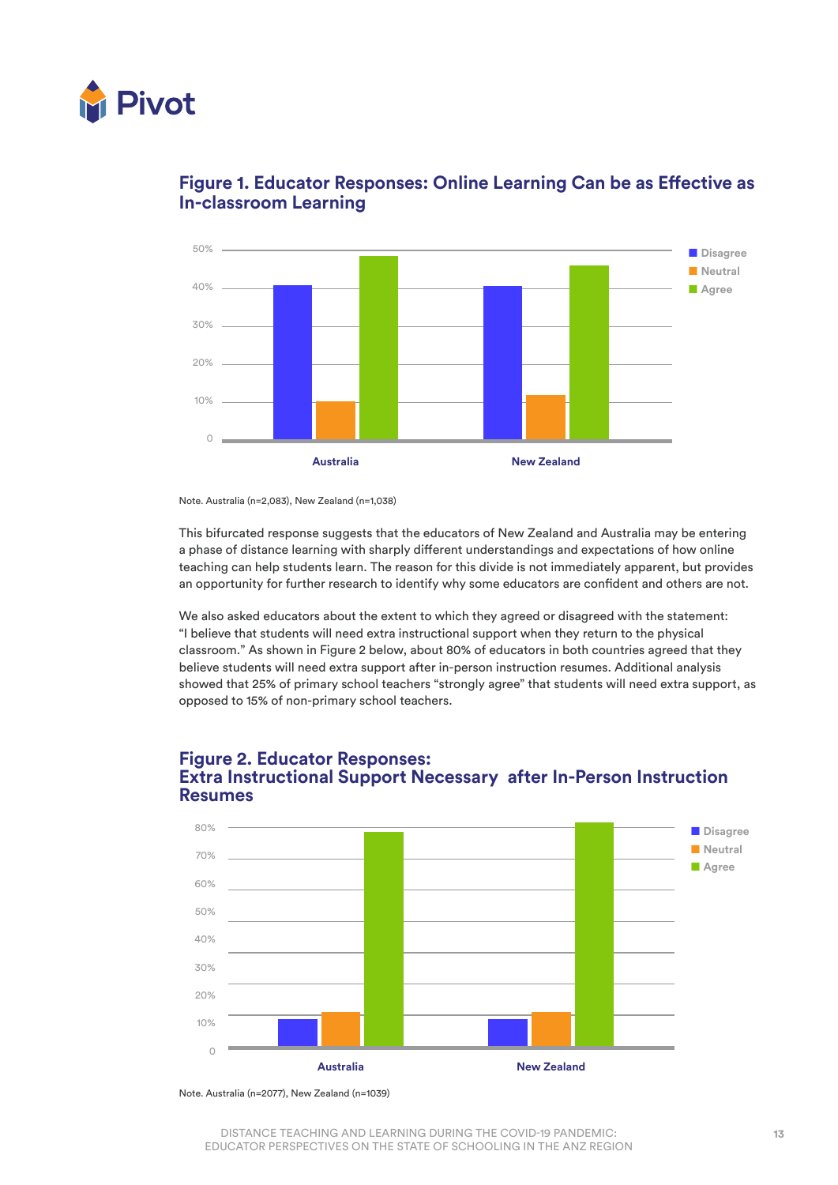## Figure 1. Educator Responses: Online Learning Can be as Effective as In-classroom Learning

Note. Australia (n=2,083), New Zealand (n=1,038)

This bifurcated response suggests that the educators of New Zealand and Australia may be entering a phase of distance learning with sharply different understandings and expectations of how online teaching can help students learn. The reason for this divide is not immediately apparent, but provides an opportunity for further research to identify why some educators are confident and others are not.

We also asked educators about the extent to which they agreed or disagreed with the statement: "I believe that students will need extra instructional support when they return to the physical classroom." As shown in Figure 2 below, about 80% of educators in both countries agreed that they believe students will need extra support after in-person instruction resumes. Additional analysis showed that 25% of primary school teachers "strongly agree" that students will need extra support, as opposed to 15% of non-primary school teachers.

## Figure 2. Educator Responses: Extra Instructional Support Necessary after In-Person Instruction Resumes

Note. Australia (n=2077), New Zealand (n=1039)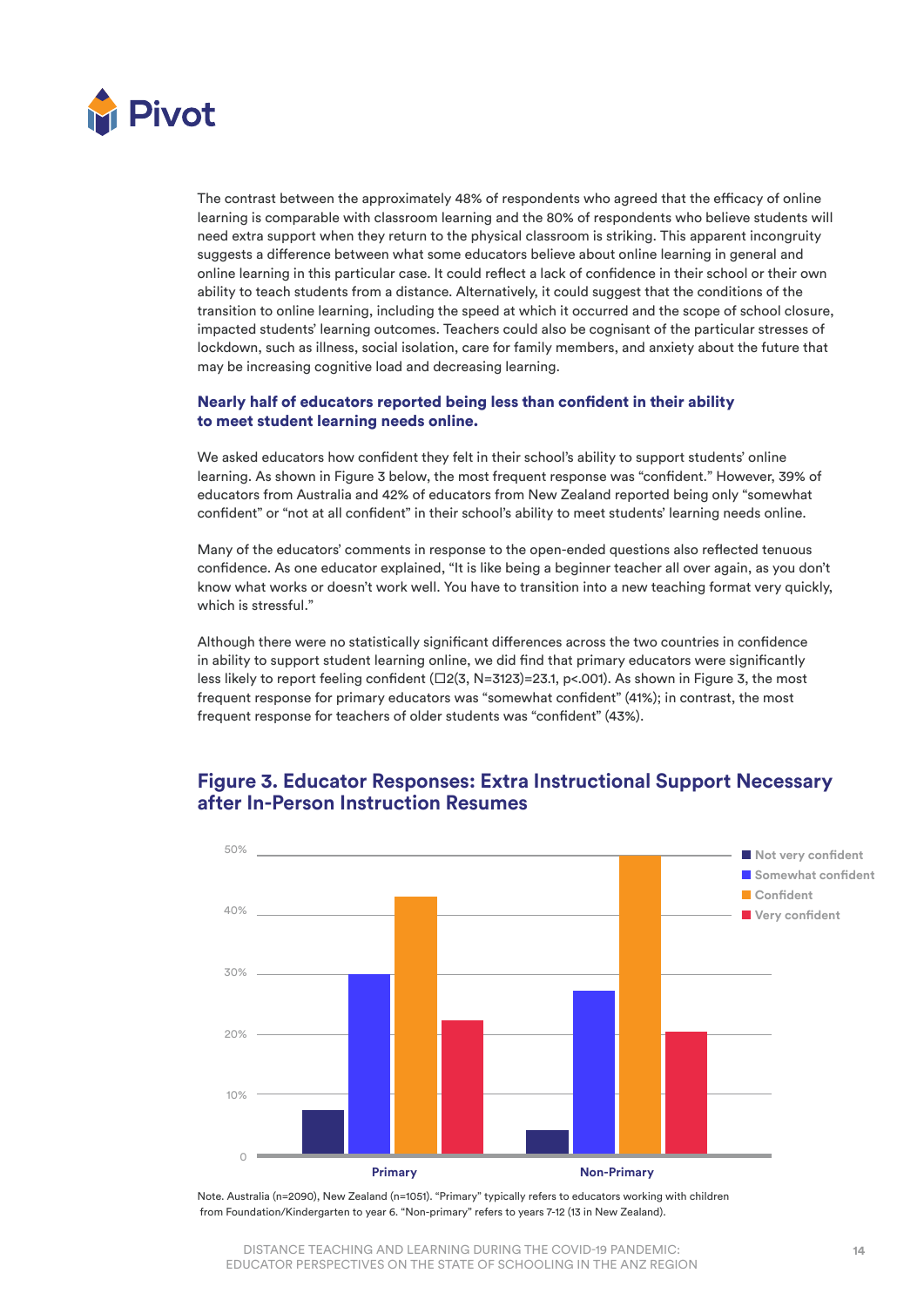The contrast between the approximately 48% of respondents who agreed that the efficacy of online learning is comparable with classroom learning and the 80% of respondents who believe students will need extra support when they return to the physical classroom is striking. This apparent incongruity suggests a difference between what some educators believe about online learning in general and online learning in this particular case. It could reflect a lack of confidence in their school or their own ability to teach students from a distance. Alternatively, it could suggest that the conditions of the transition to online learning, including the speed at which it occurred and the scope of school closure, impacted students' learning outcomes. Teachers could also be cognisant of the particular stresses of lockdown, such as illness, social isolation, care for family members, and anxiety about the future that may be increasing cognitive load and decreasing learning.

### Nearly half of educators reported being less than confident in their ability to meet student learning needs online.

We asked educators how confident they felt in their school's ability to support students' online learning. As shown in Figure 3 below, the most frequent response was "confident." However, 39% of educators from Australia and 42% of educators from New Zealand reported being only "somewhat confident" or "not at all confident" in their school's ability to meet students' learning needs online.

Many of the educators' comments in response to the open-ended questions also reflected tenuous confidence. As one educator explained, "It is like being a beginner teacher all over again, as you don't know what works or doesn't work well. You have to transition into a new teaching format very quickly, which is stressful."

Although there were no statistically significant differences across the two countries in confidence in ability to support student learning online, we did find that primary educators were significantly less likely to report feeling confident (□2(3, N=3123)=23.1, p<.001). As shown in Figure 3, the most frequent response for primary educators was "somewhat confident" (41%); in contrast, the most frequent response for teachers of older students was "confident" (43%).

## Figure 3. Educator Responses: Extra Instructional Support Necessary after In-Person Instruction Resumes

Note. Australia (n=2090), New Zealand (n=1051). "Primary" typically refers to educators working with children from Foundation/Kindergarten to year 6. "Non-primary" refers to years 7-12 (13 in New Zealand).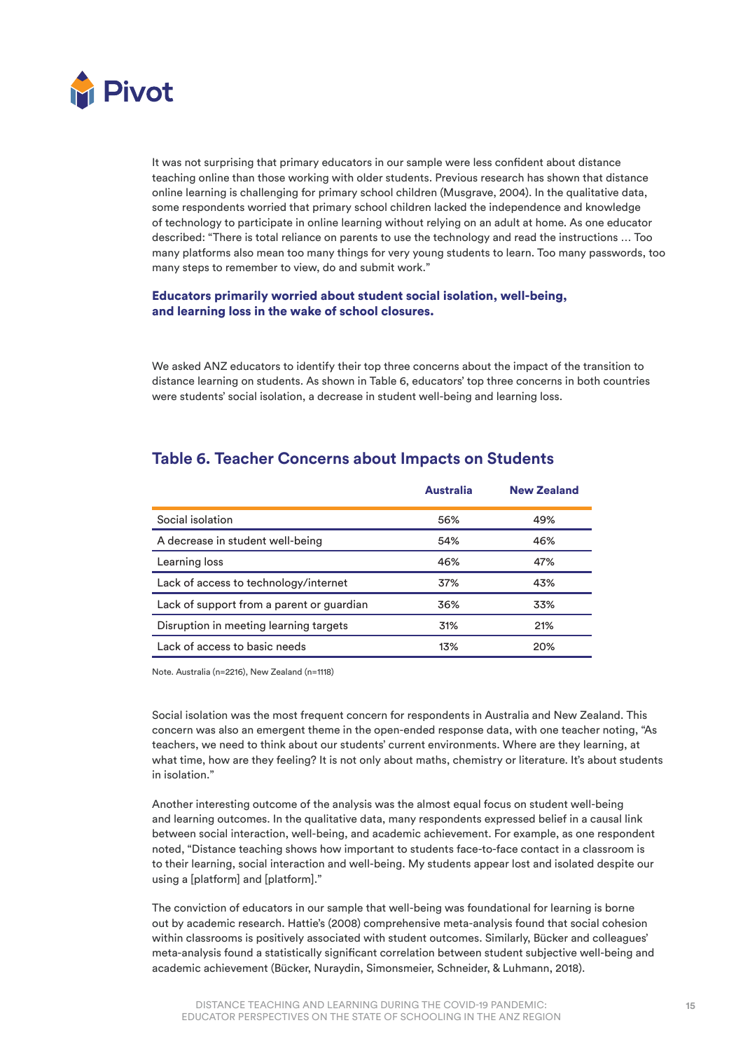It was not surprising that primary educators in our sample were less confident about distance teaching online than those working with older students. Previous research has shown that distance online learning is challenging for primary school children (Musgrave, 2004). In the qualitative data, some respondents worried that primary school children lacked the independence and knowledge of technology to participate in online learning without relying on an adult at home. As one educator described: "There is total reliance on parents to use the technology and read the instructions … Too many platforms also mean too many things for very young students to learn. Too many passwords, too many steps to remember to view, do and submit work."

### Educators primarily worried about student social isolation, well-being, and learning loss in the wake of school closures.

We asked ANZ educators to identify their top three concerns about the impact of the transition to distance learning on students. As shown in Table 6, educators' top three concerns in both countries were students' social isolation, a decrease in student well-being and learning loss.

## Table 6. Teacher Concerns about Impacts on Students

| | Australia | New Zealand |
|---|---|---|
| Social isolation | 56% | 49% |
| A decrease in student well-being | 54% | 46% |
| Learning loss | 46% | 47% |
| Lack of access to technology/internet | 37% | 43% |
| Lack of support from a parent or guardian | 36% | 33% |
| Disruption in meeting learning targets | 31% | 21% |
| Lack of access to basic needs | 13% | 20% |

Note. Australia (n=2216), New Zealand (n=1118)

Social isolation was the most frequent concern for respondents in Australia and New Zealand. This concern was also an emergent theme in the open-ended response data, with one teacher noting, "As teachers, we need to think about our students' current environments. Where are they learning, at what time, how are they feeling? It is not only about maths, chemistry or literature. It's about students in isolation."

Another interesting outcome of the analysis was the almost equal focus on student well-being and learning outcomes. In the qualitative data, many respondents expressed belief in a causal link between social interaction, well-being, and academic achievement. For example, as one respondent noted, "Distance teaching shows how important to students face-to-face contact in a classroom is to their learning, social interaction and well-being. My students appear lost and isolated despite our using a [platform] and [platform]."

The conviction of educators in our sample that well-being was foundational for learning is borne out by academic research. Hattie's (2008) comprehensive meta-analysis found that social cohesion within classrooms is positively associated with student outcomes. Similarly, Bücker and colleagues' meta-analysis found a statistically significant correlation between student subjective well-being and academic achievement (Bücker, Nuraydin, Simonsmeier, Schneider, & Luhmann, 2018).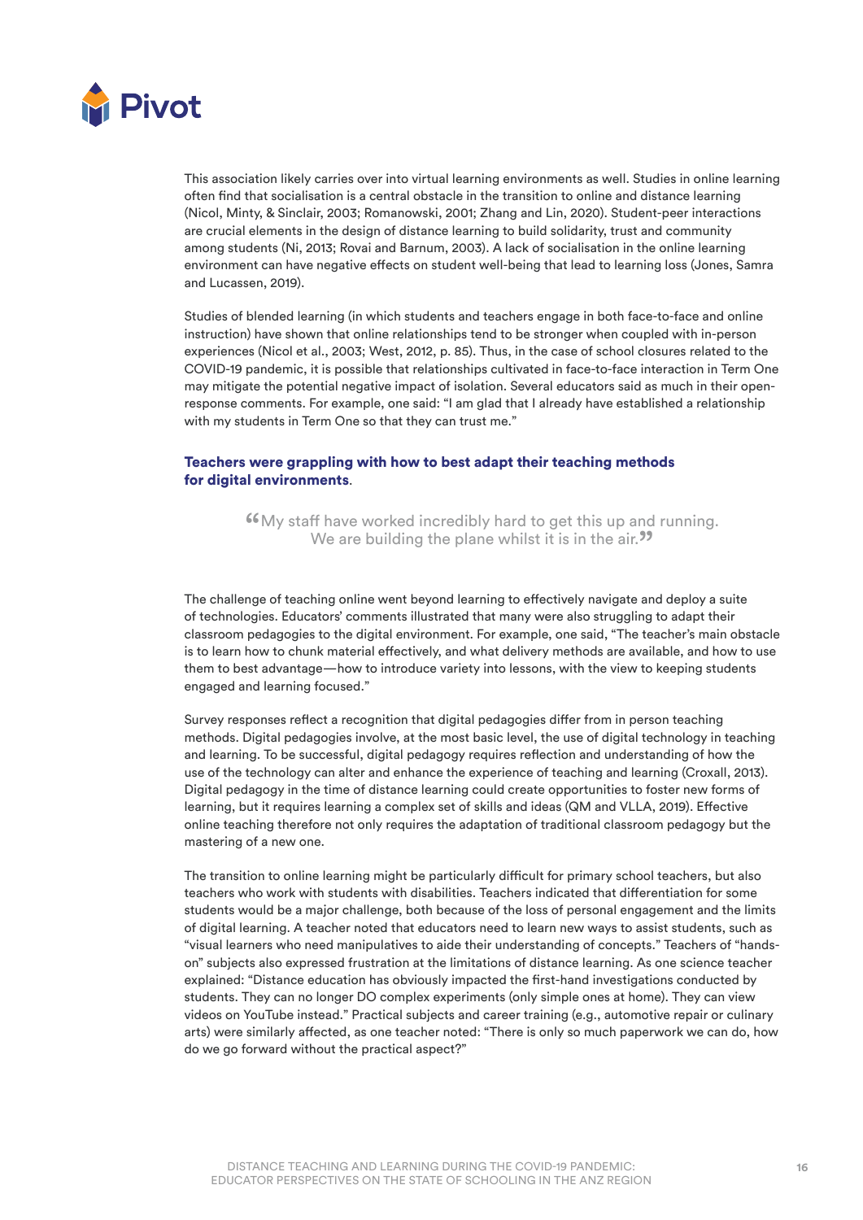This association likely carries over into virtual learning environments as well. Studies in online learning often find that socialisation is a central obstacle in the transition to online and distance learning (Nicol, Minty, & Sinclair, 2003; Romanowski, 2001; Zhang and Lin, 2020). Student-peer interactions are crucial elements in the design of distance learning to build solidarity, trust and community among students (Ni, 2013; Rovai and Barnum, 2003). A lack of socialisation in the online learning environment can have negative effects on student well-being that lead to learning loss (Jones, Samra and Lucassen, 2019).

Studies of blended learning (in which students and teachers engage in both face-to-face and online instruction) have shown that online relationships tend to be stronger when coupled with in-person experiences (Nicol et al., 2003; West, 2012, p. 85). Thus, in the case of school closures related to the COVID-19 pandemic, it is possible that relationships cultivated in face-to-face interaction in Term One may mitigate the potential negative impact of isolation. Several educators said as much in their open-response comments. For example, one said: "I am glad that I already have established a relationship with my students in Term One so that they can trust me."

### Teachers were grappling with how to best adapt their teaching methods for digital environments.

> "My staff have worked incredibly hard to get this up and running. We are building the plane whilst it is in the air."

The challenge of teaching online went beyond learning to effectively navigate and deploy a suite of technologies. Educators' comments illustrated that many were also struggling to adapt their classroom pedagogies to the digital environment. For example, one said, "The teacher's main obstacle is to learn how to chunk material effectively, and what delivery methods are available, and how to use them to best advantage—how to introduce variety into lessons, with the view to keeping students engaged and learning focused."

Survey responses reflect a recognition that digital pedagogies differ from in person teaching methods. Digital pedagogies involve, at the most basic level, the use of digital technology in teaching and learning. To be successful, digital pedagogy requires reflection and understanding of how the use of the technology can alter and enhance the experience of teaching and learning (Croxall, 2013). Digital pedagogy in the time of distance learning could create opportunities to foster new forms of learning, but it requires learning a complex set of skills and ideas (QM and VLLA, 2019). Effective online teaching therefore not only requires the adaptation of traditional classroom pedagogy but the mastering of a new one.

The transition to online learning might be particularly difficult for primary school teachers, but also teachers who work with students with disabilities. Teachers indicated that differentiation for some students would be a major challenge, both because of the loss of personal engagement and the limits of digital learning. A teacher noted that educators need to learn new ways to assist students, such as "visual learners who need manipulatives to aide their understanding of concepts." Teachers of "hands-on" subjects also expressed frustration at the limitations of distance learning. As one science teacher explained: "Distance education has obviously impacted the first-hand investigations conducted by students. They can no longer DO complex experiments (only simple ones at home). They can view videos on YouTube instead." Practical subjects and career training (e.g., automotive repair or culinary arts) were similarly affected, as one teacher noted: "There is only so much paperwork we can do, how do we go forward without the practical aspect?"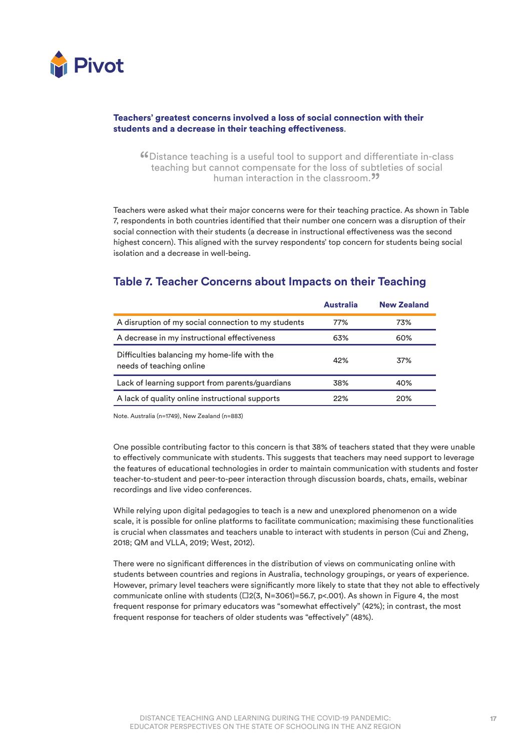**Teachers' greatest concerns involved a loss of social connection with their students and a decrease in their teaching effectiveness**.

> "Distance teaching is a useful tool to support and differentiate in-class teaching but cannot compensate for the loss of subtleties of social human interaction in the classroom."

Teachers were asked what their major concerns were for their teaching practice. As shown in Table 7, respondents in both countries identified that their number one concern was a disruption of their social connection with their students (a decrease in instructional effectiveness was the second highest concern). This aligned with the survey respondents' top concern for students being social isolation and a decrease in well-being.

## Table 7. Teacher Concerns about Impacts on their Teaching

| | Australia | New Zealand |
|---|---|---|
| A disruption of my social connection to my students | 77% | 73% |
| A decrease in my instructional effectiveness | 63% | 60% |
| Difficulties balancing my home-life with the needs of teaching online | 42% | 37% |
| Lack of learning support from parents/guardians | 38% | 40% |
| A lack of quality online instructional supports | 22% | 20% |

Note. Australia (n=1749), New Zealand (n=883)

One possible contributing factor to this concern is that 38% of teachers stated that they were unable to effectively communicate with students. This suggests that teachers may need support to leverage the features of educational technologies in order to maintain communication with students and foster teacher-to-student and peer-to-peer interaction through discussion boards, chats, emails, webinar recordings and live video conferences.

While relying upon digital pedagogies to teach is a new and unexplored phenomenon on a wide scale, it is possible for online platforms to facilitate communication; maximising these functionalities is crucial when classmates and teachers unable to interact with students in person (Cui and Zheng, 2018; QM and VLLA, 2019; West, 2012).

There were no significant differences in the distribution of views on communicating online with students between countries and regions in Australia, technology groupings, or years of experience. However, primary level teachers were significantly more likely to state that they not able to effectively communicate online with students ($\chi^2(3, N=3061)=56.7, p<.001$). As shown in Figure 4, the most frequent response for primary educators was "somewhat effectively" (42%); in contrast, the most frequent response for teachers of older students was "effectively" (48%).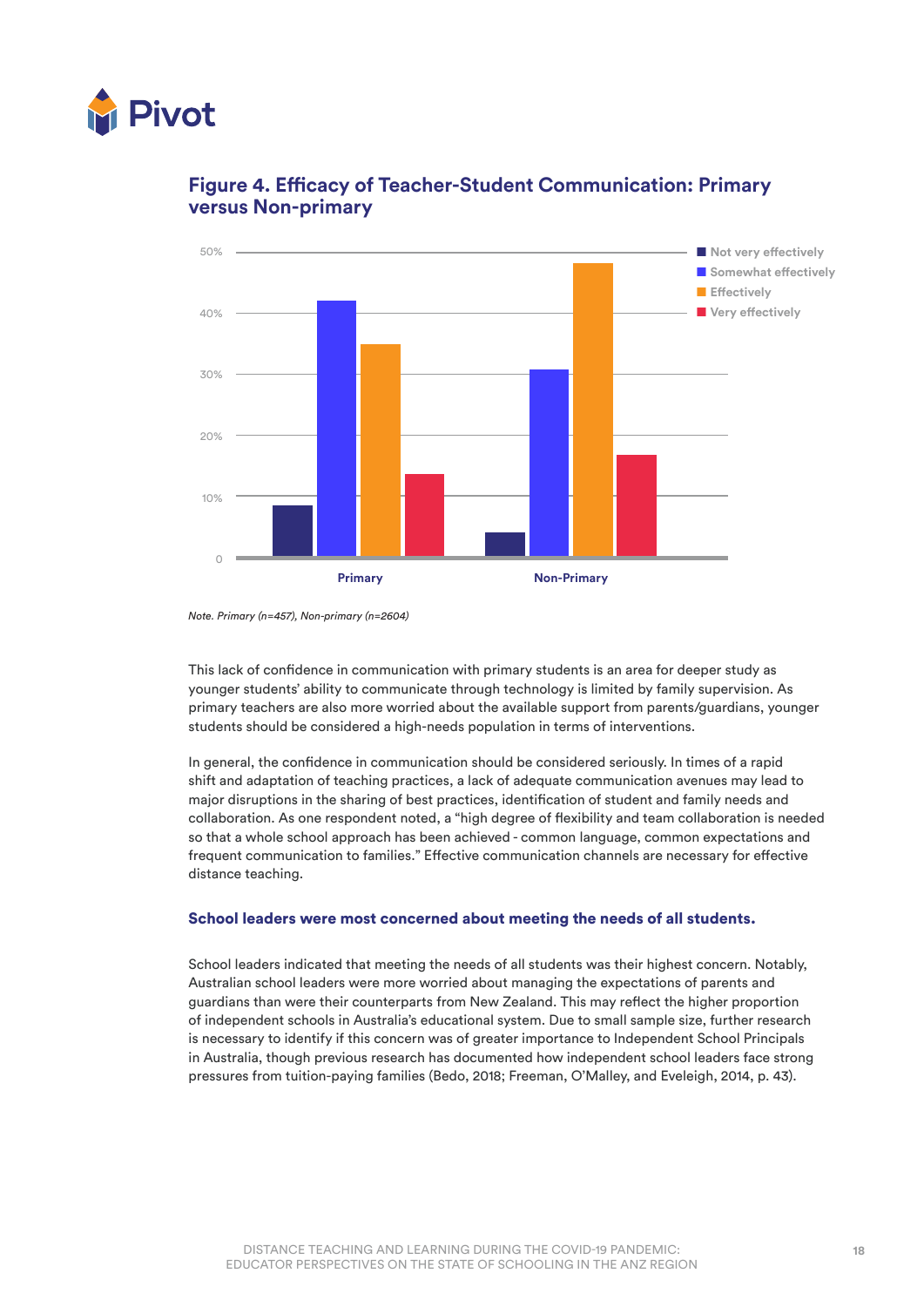### Figure 4. Efficacy of Teacher-Student Communication: Primary versus Non-primary

*Note. Primary (n=457), Non-primary (n=2604)*

This lack of confidence in communication with primary students is an area for deeper study as younger students' ability to communicate through technology is limited by family supervision. As primary teachers are also more worried about the available support from parents/guardians, younger students should be considered a high-needs population in terms of interventions.

In general, the confidence in communication should be considered seriously. In times of a rapid shift and adaptation of teaching practices, a lack of adequate communication avenues may lead to major disruptions in the sharing of best practices, identification of student and family needs and collaboration. As one respondent noted, a "high degree of flexibility and team collaboration is needed so that a whole school approach has been achieved - common language, common expectations and frequent communication to families." Effective communication channels are necessary for effective distance teaching.

#### School leaders were most concerned about meeting the needs of all students.

School leaders indicated that meeting the needs of all students was their highest concern. Notably, Australian school leaders were more worried about managing the expectations of parents and guardians than were their counterparts from New Zealand. This may reflect the higher proportion of independent schools in Australia's educational system. Due to small sample size, further research is necessary to identify if this concern was of greater importance to Independent School Principals in Australia, though previous research has documented how independent school leaders face strong pressures from tuition-paying families (Bedo, 2018; Freeman, O'Malley, and Eveleigh, 2014, p. 43).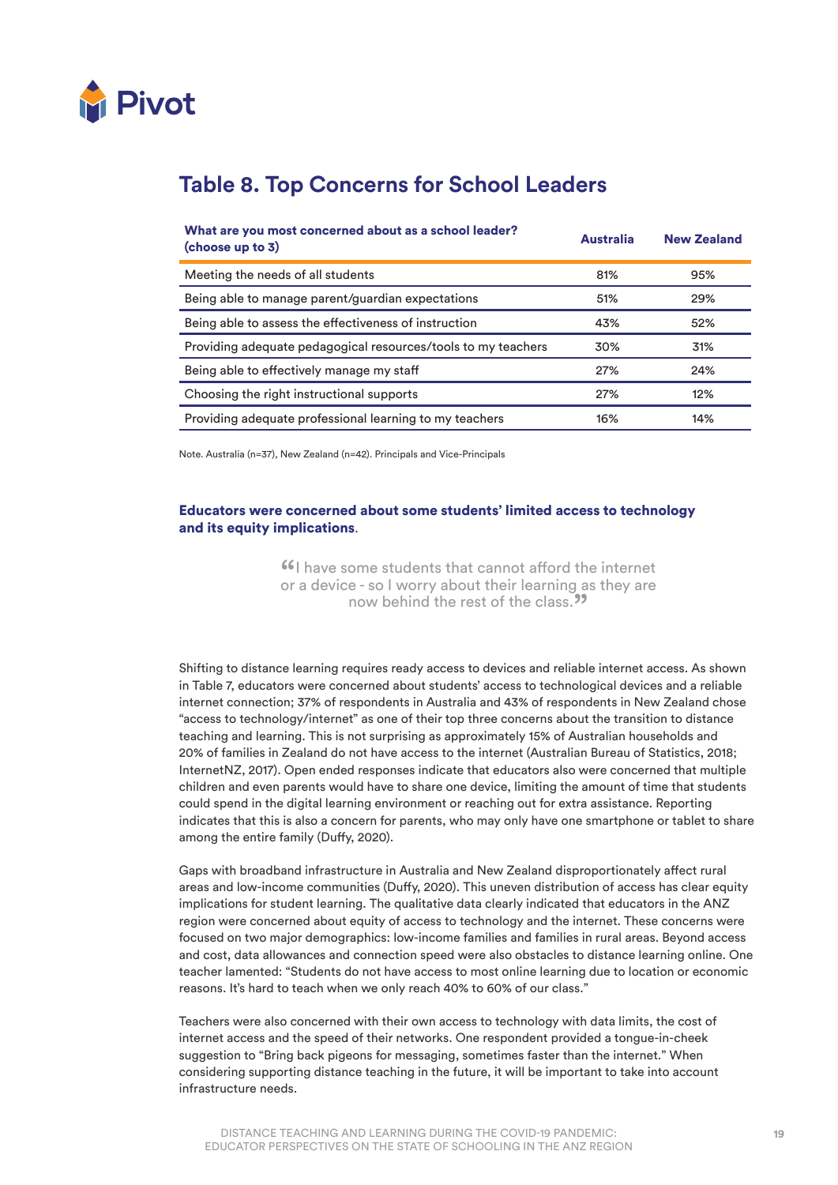## Table 8. Top Concerns for School Leaders

| What are you most concerned about as a school leader? (choose up to 3) | Australia | New Zealand |
|---|---|---|
| Meeting the needs of all students | 81% | 95% |
| Being able to manage parent/guardian expectations | 51% | 29% |
| Being able to assess the effectiveness of instruction | 43% | 52% |
| Providing adequate pedagogical resources/tools to my teachers | 30% | 31% |
| Being able to effectively manage my staff | 27% | 24% |
| Choosing the right instructional supports | 27% | 12% |
| Providing adequate professional learning to my teachers | 16% | 14% |

Note. Australia (n=37), New Zealand (n=42). Principals and Vice-Principals

### Educators were concerned about some students' limited access to technology and its equity implications.

> "I have some students that cannot afford the internet or a device - so I worry about their learning as they are now behind the rest of the class."

Shifting to distance learning requires ready access to devices and reliable internet access. As shown in Table 7, educators were concerned about students' access to technological devices and a reliable internet connection; 37% of respondents in Australia and 43% of respondents in New Zealand chose "access to technology/internet" as one of their top three concerns about the transition to distance teaching and learning. This is not surprising as approximately 15% of Australian households and 20% of families in Zealand do not have access to the internet (Australian Bureau of Statistics, 2018; InternetNZ, 2017). Open ended responses indicate that educators also were concerned that multiple children and even parents would have to share one device, limiting the amount of time that students could spend in the digital learning environment or reaching out for extra assistance. Reporting indicates that this is also a concern for parents, who may only have one smartphone or tablet to share among the entire family (Duffy, 2020).

Gaps with broadband infrastructure in Australia and New Zealand disproportionately affect rural areas and low-income communities (Duffy, 2020). This uneven distribution of access has clear equity implications for student learning. The qualitative data clearly indicated that educators in the ANZ region were concerned about equity of access to technology and the internet. These concerns were focused on two major demographics: low-income families and families in rural areas. Beyond access and cost, data allowances and connection speed were also obstacles to distance learning online. One teacher lamented: "Students do not have access to most online learning due to location or economic reasons. It's hard to teach when we only reach 40% to 60% of our class."

Teachers were also concerned with their own access to technology with data limits, the cost of internet access and the speed of their networks. One respondent provided a tongue-in-cheek suggestion to "Bring back pigeons for messaging, sometimes faster than the internet." When considering supporting distance teaching in the future, it will be important to take into account infrastructure needs.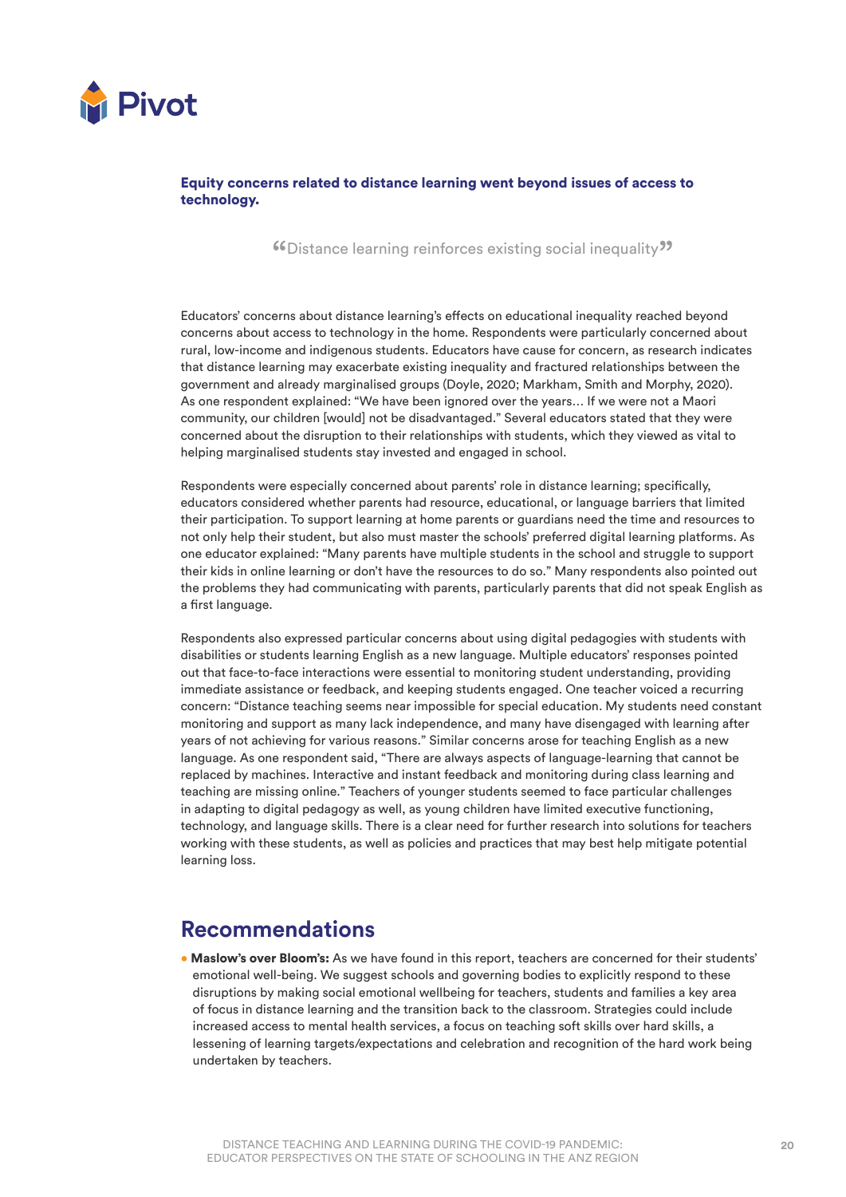**Equity concerns related to distance learning went beyond issues of access to technology.**

> "Distance learning reinforces existing social inequality"

Educators' concerns about distance learning's effects on educational inequality reached beyond concerns about access to technology in the home. Respondents were particularly concerned about rural, low-income and indigenous students. Educators have cause for concern, as research indicates that distance learning may exacerbate existing inequality and fractured relationships between the government and already marginalised groups (Doyle, 2020; Markham, Smith and Morphy, 2020). As one respondent explained: "We have been ignored over the years… If we were not a Maori community, our children [would] not be disadvantaged." Several educators stated that they were concerned about the disruption to their relationships with students, which they viewed as vital to helping marginalised students stay invested and engaged in school.

Respondents were especially concerned about parents' role in distance learning; specifically, educators considered whether parents had resource, educational, or language barriers that limited their participation. To support learning at home parents or guardians need the time and resources to not only help their student, but also must master the schools' preferred digital learning platforms. As one educator explained: "Many parents have multiple students in the school and struggle to support their kids in online learning or don't have the resources to do so." Many respondents also pointed out the problems they had communicating with parents, particularly parents that did not speak English as a first language.

Respondents also expressed particular concerns about using digital pedagogies with students with disabilities or students learning English as a new language. Multiple educators' responses pointed out that face-to-face interactions were essential to monitoring student understanding, providing immediate assistance or feedback, and keeping students engaged. One teacher voiced a recurring concern: "Distance teaching seems near impossible for special education. My students need constant monitoring and support as many lack independence, and many have disengaged with learning after years of not achieving for various reasons." Similar concerns arose for teaching English as a new language. As one respondent said, "There are always aspects of language-learning that cannot be replaced by machines. Interactive and instant feedback and monitoring during class learning and teaching are missing online." Teachers of younger students seemed to face particular challenges in adapting to digital pedagogy as well, as young children have limited executive functioning, technology, and language skills. There is a clear need for further research into solutions for teachers working with these students, as well as policies and practices that may best help mitigate potential learning loss.

## Recommendations

- **Maslow's over Bloom's:** As we have found in this report, teachers are concerned for their students' emotional well-being. We suggest schools and governing bodies to explicitly respond to these disruptions by making social emotional wellbeing for teachers, students and families a key area of focus in distance learning and the transition back to the classroom. Strategies could include increased access to mental health services, a focus on teaching soft skills over hard skills, a lessening of learning targets/expectations and celebration and recognition of the hard work being undertaken by teachers.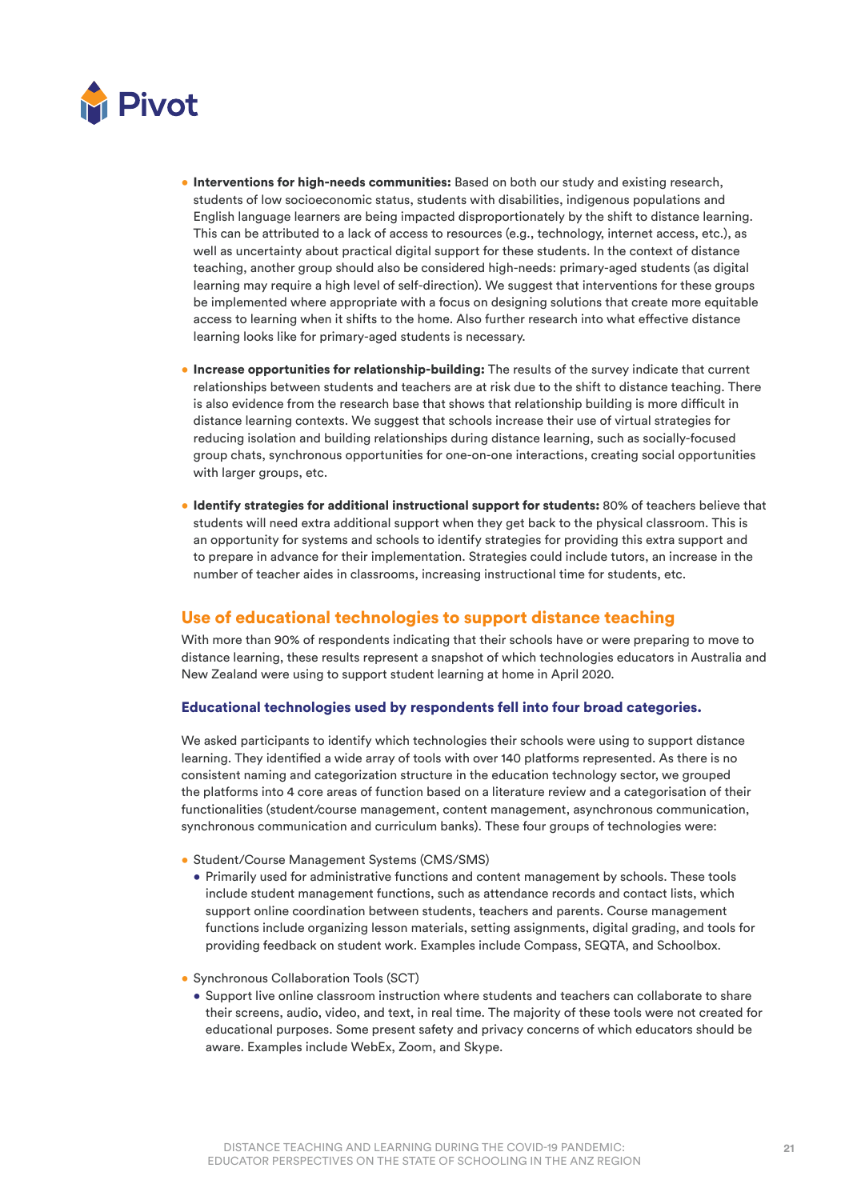- **Interventions for high-needs communities:** Based on both our study and existing research, students of low socioeconomic status, students with disabilities, indigenous populations and English language learners are being impacted disproportionately by the shift to distance learning. This can be attributed to a lack of access to resources (e.g., technology, internet access, etc.), as well as uncertainty about practical digital support for these students. In the context of distance teaching, another group should also be considered high-needs: primary-aged students (as digital learning may require a high level of self-direction). We suggest that interventions for these groups be implemented where appropriate with a focus on designing solutions that create more equitable access to learning when it shifts to the home. Also further research into what effective distance learning looks like for primary-aged students is necessary.

- **Increase opportunities for relationship-building:** The results of the survey indicate that current relationships between students and teachers are at risk due to the shift to distance teaching. There is also evidence from the research base that shows that relationship building is more difficult in distance learning contexts. We suggest that schools increase their use of virtual strategies for reducing isolation and building relationships during distance learning, such as socially-focused group chats, synchronous opportunities for one-on-one interactions, creating social opportunities with larger groups, etc.

- **Identify strategies for additional instructional support for students:** 80% of teachers believe that students will need extra additional support when they get back to the physical classroom. This is an opportunity for systems and schools to identify strategies for providing this extra support and to prepare in advance for their implementation. Strategies could include tutors, an increase in the number of teacher aides in classrooms, increasing instructional time for students, etc.

## Use of educational technologies to support distance teaching

With more than 90% of respondents indicating that their schools have or were preparing to move to distance learning, these results represent a snapshot of which technologies educators in Australia and New Zealand were using to support student learning at home in April 2020.

### Educational technologies used by respondents fell into four broad categories.

We asked participants to identify which technologies their schools were using to support distance learning. They identified a wide array of tools with over 140 platforms represented. As there is no consistent naming and categorization structure in the education technology sector, we grouped the platforms into 4 core areas of function based on a literature review and a categorisation of their functionalities (student/course management, content management, asynchronous communication, synchronous communication and curriculum banks). These four groups of technologies were:

- Student/Course Management Systems (CMS/SMS)
  - Primarily used for administrative functions and content management by schools. These tools include student management functions, such as attendance records and contact lists, which support online coordination between students, teachers and parents. Course management functions include organizing lesson materials, setting assignments, digital grading, and tools for providing feedback on student work. Examples include Compass, SEQTA, and Schoolbox.

- Synchronous Collaboration Tools (SCT)
  - Support live online classroom instruction where students and teachers can collaborate to share their screens, audio, video, and text, in real time. The majority of these tools were not created for educational purposes. Some present safety and privacy concerns of which educators should be aware. Examples include WebEx, Zoom, and Skype.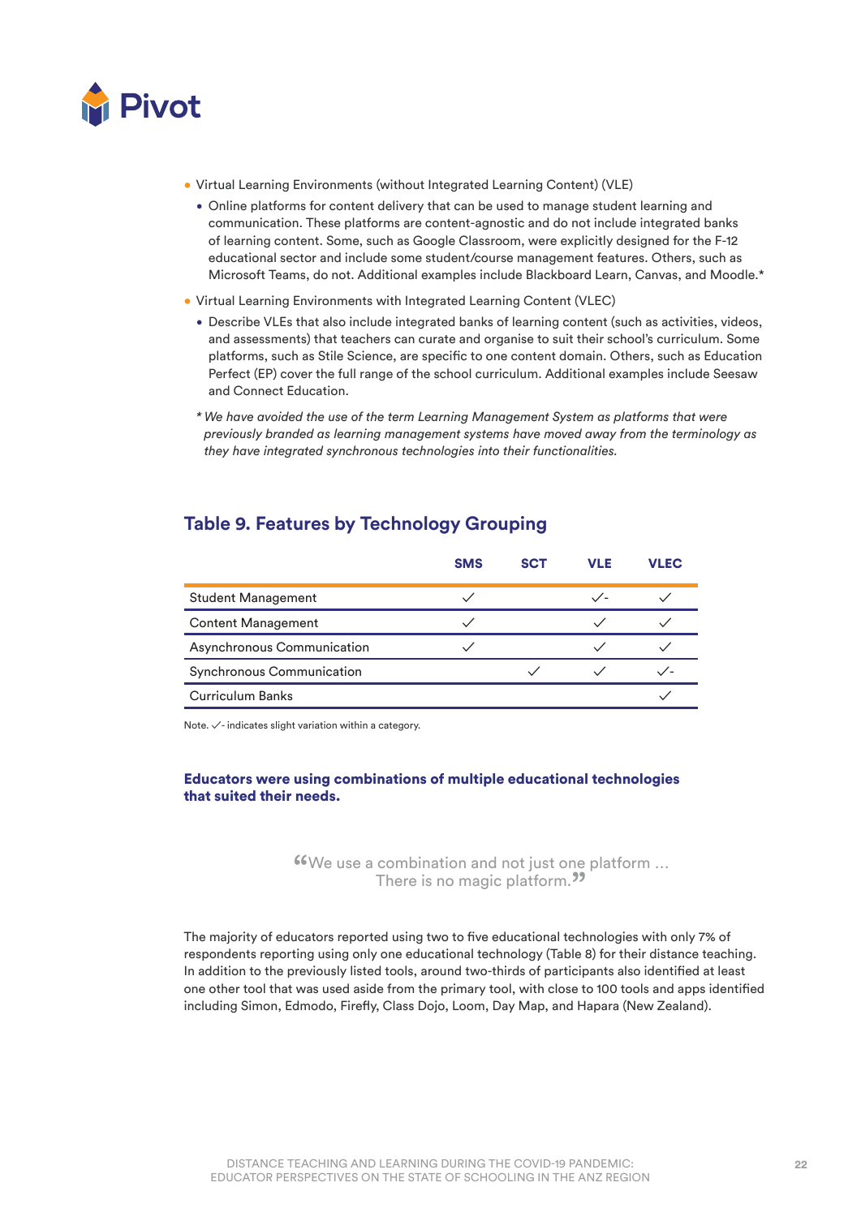- Virtual Learning Environments (without Integrated Learning Content) (VLE)
  - Online platforms for content delivery that can be used to manage student learning and communication. These platforms are content-agnostic and do not include integrated banks of learning content. Some, such as Google Classroom, were explicitly designed for the F-12 educational sector and include some student/course management features. Others, such as Microsoft Teams, do not. Additional examples include Blackboard Learn, Canvas, and Moodle.*
- Virtual Learning Environments with Integrated Learning Content (VLEC)
  - Describe VLEs that also include integrated banks of learning content (such as activities, videos, and assessments) that teachers can curate and organise to suit their school's curriculum. Some platforms, such as Stile Science, are specific to one content domain. Others, such as Education Perfect (EP) cover the full range of the school curriculum. Additional examples include Seesaw and Connect Education.

*\* We have avoided the use of the term Learning Management System as platforms that were previously branded as learning management systems have moved away from the terminology as they have integrated synchronous technologies into their functionalities.*

## Table 9. Features by Technology Grouping

| | SMS | SCT | VLE | VLEC |
|---|---|---|---|---|
| Student Management | ✓ | | ✓- | ✓ |
| Content Management | ✓ | | ✓ | ✓ |
| Asynchronous Communication | ✓ | | ✓ | ✓ |
| Synchronous Communication | | ✓ | ✓ | ✓- |
| Curriculum Banks | | | | ✓ |

Note. ✓- indicates slight variation within a category.

**Educators were using combinations of multiple educational technologies that suited their needs.**

> "We use a combination and not just one platform … There is no magic platform."

The majority of educators reported using two to five educational technologies with only 7% of respondents reporting using only one educational technology (Table 8) for their distance teaching. In addition to the previously listed tools, around two-thirds of participants also identified at least one other tool that was used aside from the primary tool, with close to 100 tools and apps identified including Simon, Edmodo, Firefly, Class Dojo, Loom, Day Map, and Hapara (New Zealand).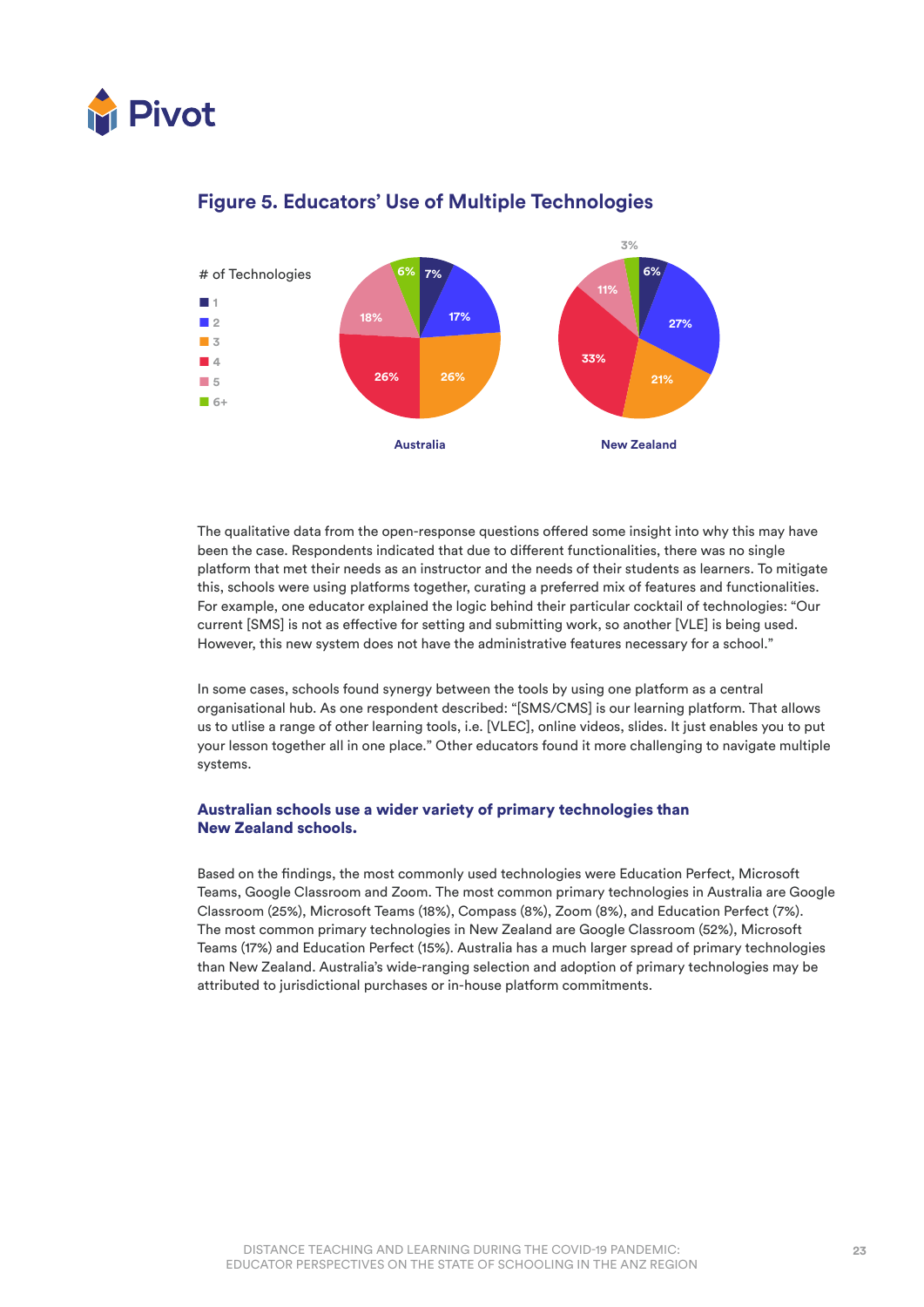## Figure 5. Educators' Use of Multiple Technologies

# of Technologies

| # of Technologies | Australia | New Zealand |
|---|---|---|
| 1 | 7% | 6% |
| 2 | 17% | 27% |
| 3 | 26% | 21% |
| 4 | 26% | 33% |
| 5 | 18% | 11% |
| 6+ | 6% | 3% |

The qualitative data from the open-response questions offered some insight into why this may have been the case. Respondents indicated that due to different functionalities, there was no single platform that met their needs as an instructor and the needs of their students as learners. To mitigate this, schools were using platforms together, curating a preferred mix of features and functionalities. For example, one educator explained the logic behind their particular cocktail of technologies: "Our current [SMS] is not as effective for setting and submitting work, so another [VLE] is being used. However, this new system does not have the administrative features necessary for a school."

In some cases, schools found synergy between the tools by using one platform as a central organisational hub. As one respondent described: "[SMS/CMS] is our learning platform. That allows us to utlise a range of other learning tools, i.e. [VLEC], online videos, slides. It just enables you to put your lesson together all in one place." Other educators found it more challenging to navigate multiple systems.

### Australian schools use a wider variety of primary technologies than New Zealand schools.

Based on the findings, the most commonly used technologies were Education Perfect, Microsoft Teams, Google Classroom and Zoom. The most common primary technologies in Australia are Google Classroom (25%), Microsoft Teams (18%), Compass (8%), Zoom (8%), and Education Perfect (7%). The most common primary technologies in New Zealand are Google Classroom (52%), Microsoft Teams (17%) and Education Perfect (15%). Australia has a much larger spread of primary technologies than New Zealand. Australia's wide-ranging selection and adoption of primary technologies may be attributed to jurisdictional purchases or in-house platform commitments.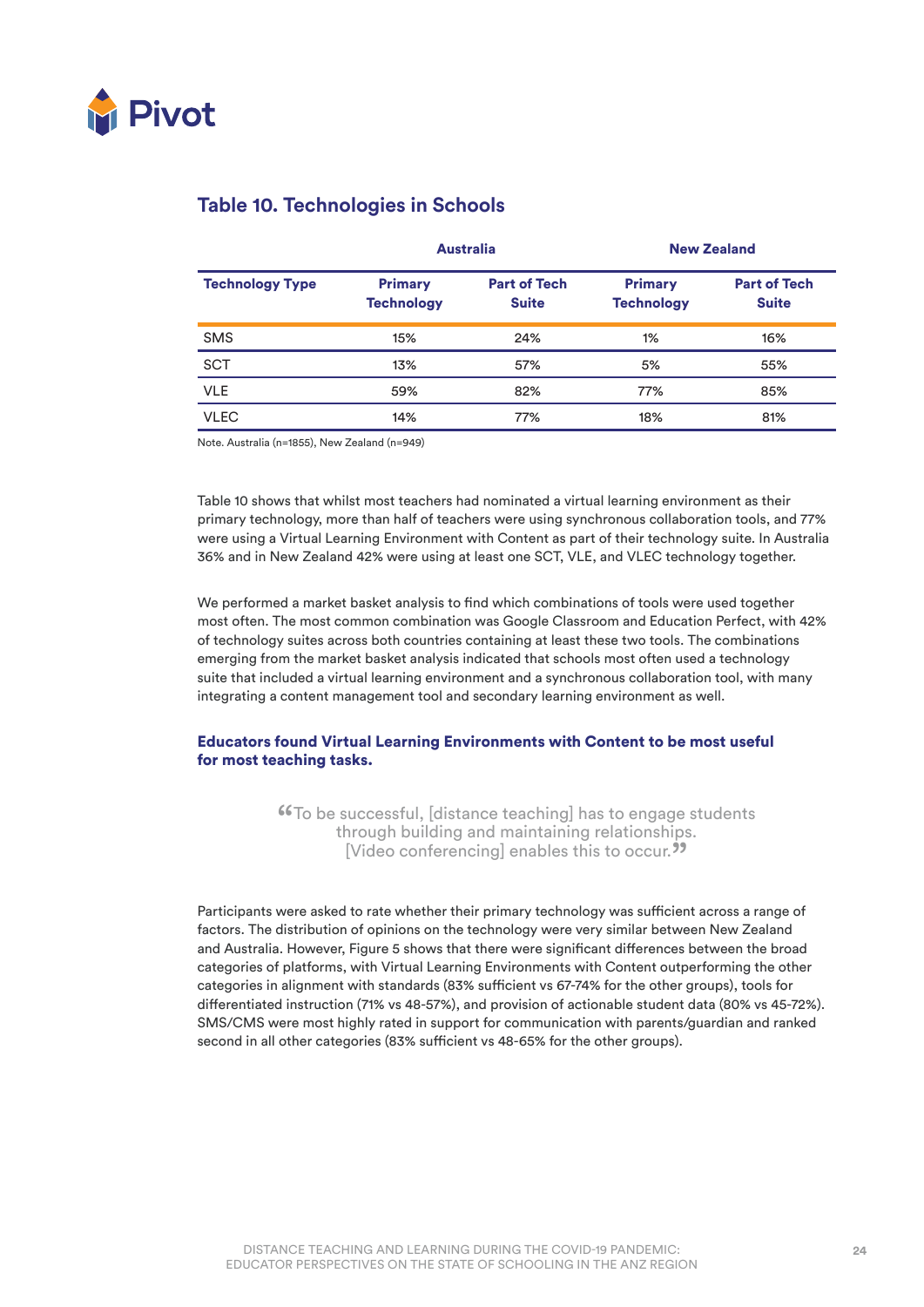## Table 10. Technologies in Schools

| | Australia | | New Zealand | |
|---|---|---|---|---|
| **Technology Type** | **Primary Technology** | **Part of Tech Suite** | **Primary Technology** | **Part of Tech Suite** |
| SMS | 15% | 24% | 1% | 16% |
| SCT | 13% | 57% | 5% | 55% |
| VLE | 59% | 82% | 77% | 85% |
| VLEC | 14% | 77% | 18% | 81% |

Note. Australia (n=1855), New Zealand (n=949)

Table 10 shows that whilst most teachers had nominated a virtual learning environment as their primary technology, more than half of teachers were using synchronous collaboration tools, and 77% were using a Virtual Learning Environment with Content as part of their technology suite. In Australia 36% and in New Zealand 42% were using at least one SCT, VLE, and VLEC technology together.

We performed a market basket analysis to find which combinations of tools were used together most often. The most common combination was Google Classroom and Education Perfect, with 42% of technology suites across both countries containing at least these two tools. The combinations emerging from the market basket analysis indicated that schools most often used a technology suite that included a virtual learning environment and a synchronous collaboration tool, with many integrating a content management tool and secondary learning environment as well.

### Educators found Virtual Learning Environments with Content to be most useful for most teaching tasks.

> “To be successful, [distance teaching] has to engage students through building and maintaining relationships. [Video conferencing] enables this to occur.”

Participants were asked to rate whether their primary technology was sufficient across a range of factors. The distribution of opinions on the technology were very similar between New Zealand and Australia. However, Figure 5 shows that there were significant differences between the broad categories of platforms, with Virtual Learning Environments with Content outperforming the other categories in alignment with standards (83% sufficient vs 67-74% for the other groups), tools for differentiated instruction (71% vs 48-57%), and provision of actionable student data (80% vs 45-72%). SMS/CMS were most highly rated in support for communication with parents/guardian and ranked second in all other categories (83% sufficient vs 48-65% for the other groups).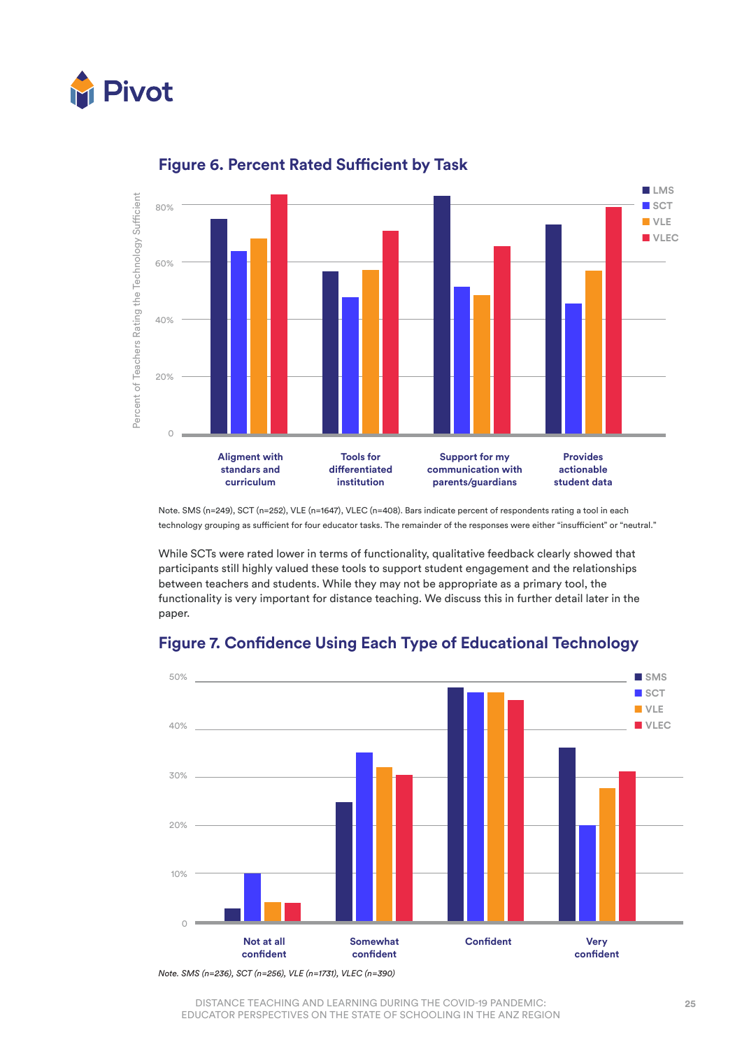## Figure 6. Percent Rated Sufficient by Task

Note. SMS (n=249), SCT (n=252), VLE (n=1647), VLEC (n=408). Bars indicate percent of respondents rating a tool in each technology grouping as sufficient for four educator tasks. The remainder of the responses were either "insufficient" or "neutral."

While SCTs were rated lower in terms of functionality, qualitative feedback clearly showed that participants still highly valued these tools to support student engagement and the relationships between teachers and students. While they may not be appropriate as a primary tool, the functionality is very important for distance teaching. We discuss this in further detail later in the paper.

## Figure 7. Confidence Using Each Type of Educational Technology

*Note. SMS (n=236), SCT (n=256), VLE (n=1731), VLEC (n=390)*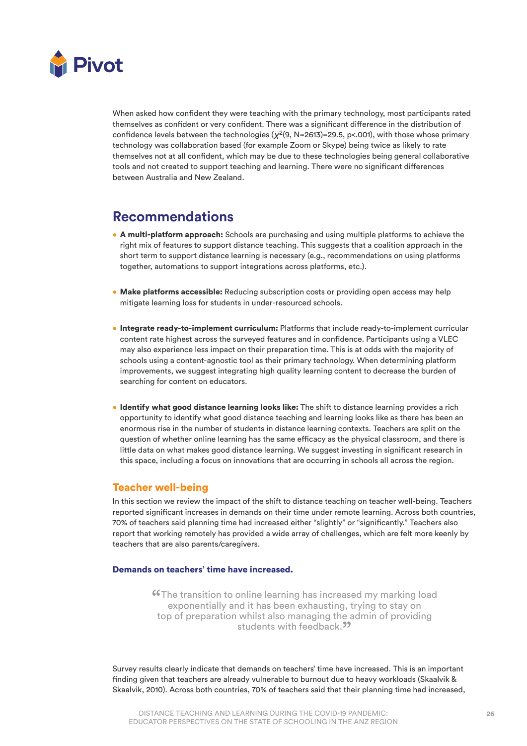When asked how confident they were teaching with the primary technology, most participants rated themselves as confident or very confident. There was a significant difference in the distribution of confidence levels between the technologies ($\chi^2(9, N=2613)=29.5$, $p<.001$), with those whose primary technology was collaboration based (for example Zoom or Skype) being twice as likely to rate themselves not at all confident, which may be due to these technologies being general collaborative tools and not created to support teaching and learning. There were no significant differences between Australia and New Zealand.

## Recommendations

- **A multi-platform approach:** Schools are purchasing and using multiple platforms to achieve the right mix of features to support distance teaching. This suggests that a coalition approach in the short term to support distance learning is necessary (e.g., recommendations on using platforms together, automations to support integrations across platforms, etc.).

- **Make platforms accessible:** Reducing subscription costs or providing open access may help mitigate learning loss for students in under-resourced schools.

- **Integrate ready-to-implement curriculum:** Platforms that include ready-to-implement curricular content rate highest across the surveyed features and in confidence. Participants using a VLEC may also experience less impact on their preparation time. This is at odds with the majority of schools using a content-agnostic tool as their primary technology. When determining platform improvements, we suggest integrating high quality learning content to decrease the burden of searching for content on educators.

- **Identify what good distance learning looks like:** The shift to distance learning provides a rich opportunity to identify what good distance teaching and learning looks like as there has been an enormous rise in the number of students in distance learning contexts. Teachers are split on the question of whether online learning has the same efficacy as the physical classroom, and there is little data on what makes good distance learning. We suggest investing in significant research in this space, including a focus on innovations that are occurring in schools all across the region.

### Teacher well-being

In this section we review the impact of the shift to distance teaching on teacher well-being. Teachers reported significant increases in demands on their time under remote learning. Across both countries, 70% of teachers said planning time had increased either "slightly" or "significantly." Teachers also report that working remotely has provided a wide array of challenges, which are felt more keenly by teachers that are also parents/caregivers.

#### Demands on teachers' time have increased.

> "The transition to online learning has increased my marking load exponentially and it has been exhausting, trying to stay on top of preparation whilst also managing the admin of providing students with feedback."

Survey results clearly indicate that demands on teachers' time have increased. This is an important finding given that teachers are already vulnerable to burnout due to heavy workloads (Skaalvik & Skaalvik, 2010). Across both countries, 70% of teachers said that their planning time had increased,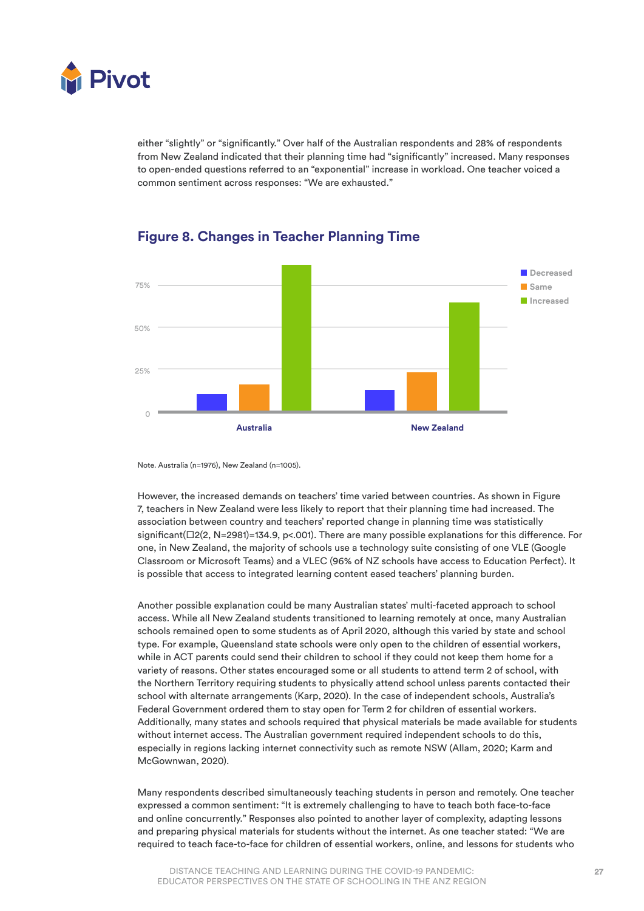either "slightly" or "significantly." Over half of the Australian respondents and 28% of respondents from New Zealand indicated that their planning time had "significantly" increased. Many responses to open-ended questions referred to an "exponential" increase in workload. One teacher voiced a common sentiment across responses: "We are exhausted."

## Figure 8. Changes in Teacher Planning Time

Note. Australia (n=1976), New Zealand (n=1005).

However, the increased demands on teachers' time varied between countries. As shown in Figure 7, teachers in New Zealand were less likely to report that their planning time had increased. The association between country and teachers' reported change in planning time was statistically significant($\chi^2(2, N=2981)=134.9$, $p<.001$). There are many possible explanations for this difference. For one, in New Zealand, the majority of schools use a technology suite consisting of one VLE (Google Classroom or Microsoft Teams) and a VLEC (96% of NZ schools have access to Education Perfect). It is possible that access to integrated learning content eased teachers' planning burden.

Another possible explanation could be many Australian states' multi-faceted approach to school access. While all New Zealand students transitioned to learning remotely at once, many Australian schools remained open to some students as of April 2020, although this varied by state and school type. For example, Queensland state schools were only open to the children of essential workers, while in ACT parents could send their children to school if they could not keep them home for a variety of reasons. Other states encouraged some or all students to attend term 2 of school, with the Northern Territory requiring students to physically attend school unless parents contacted their school with alternate arrangements (Karp, 2020). In the case of independent schools, Australia's Federal Government ordered them to stay open for Term 2 for children of essential workers. Additionally, many states and schools required that physical materials be made available for students without internet access. The Australian government required independent schools to do this, especially in regions lacking internet connectivity such as remote NSW (Allam, 2020; Karm and McGownwan, 2020).

Many respondents described simultaneously teaching students in person and remotely. One teacher expressed a common sentiment: "It is extremely challenging to have to teach both face-to-face and online concurrently." Responses also pointed to another layer of complexity, adapting lessons and preparing physical materials for students without the internet. As one teacher stated: "We are required to teach face-to-face for children of essential workers, online, and lessons for students who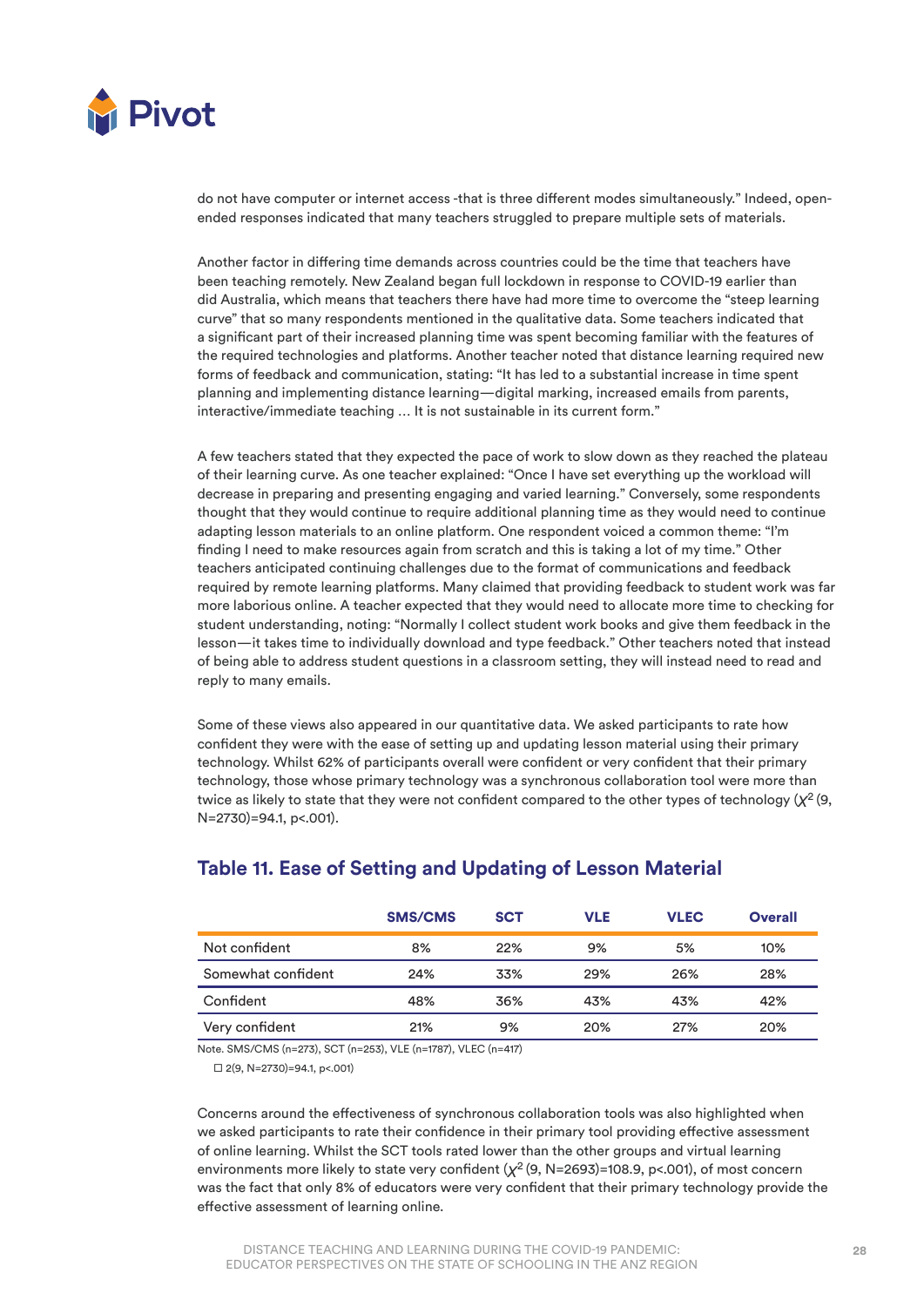do not have computer or internet access -that is three different modes simultaneously." Indeed, open-ended responses indicated that many teachers struggled to prepare multiple sets of materials.

Another factor in differing time demands across countries could be the time that teachers have been teaching remotely. New Zealand began full lockdown in response to COVID-19 earlier than did Australia, which means that teachers there have had more time to overcome the "steep learning curve" that so many respondents mentioned in the qualitative data. Some teachers indicated that a significant part of their increased planning time was spent becoming familiar with the features of the required technologies and platforms. Another teacher noted that distance learning required new forms of feedback and communication, stating: "It has led to a substantial increase in time spent planning and implementing distance learning—digital marking, increased emails from parents, interactive/immediate teaching … It is not sustainable in its current form."

A few teachers stated that they expected the pace of work to slow down as they reached the plateau of their learning curve. As one teacher explained: "Once I have set everything up the workload will decrease in preparing and presenting engaging and varied learning." Conversely, some respondents thought that they would continue to require additional planning time as they would need to continue adapting lesson materials to an online platform. One respondent voiced a common theme: "I'm finding I need to make resources again from scratch and this is taking a lot of my time." Other teachers anticipated continuing challenges due to the format of communications and feedback required by remote learning platforms. Many claimed that providing feedback to student work was far more laborious online. A teacher expected that they would need to allocate more time to checking for student understanding, noting: "Normally I collect student work books and give them feedback in the lesson—it takes time to individually download and type feedback." Other teachers noted that instead of being able to address student questions in a classroom setting, they will instead need to read and reply to many emails.

Some of these views also appeared in our quantitative data. We asked participants to rate how confident they were with the ease of setting up and updating lesson material using their primary technology. Whilst 62% of participants overall were confident or very confident that their primary technology, those whose primary technology was a synchronous collaboration tool were more than twice as likely to state that they were not confident compared to the other types of technology ($\chi^2$(9, N=2730)=94.1, p<.001).

## Table 11. Ease of Setting and Updating of Lesson Material

| | SMS/CMS | SCT | VLE | VLEC | Overall |
|---|---|---|---|---|---|
| Not confident | 8% | 22% | 9% | 5% | 10% |
| Somewhat confident | 24% | 33% | 29% | 26% | 28% |
| Confident | 48% | 36% | 43% | 43% | 42% |
| Very confident | 21% | 9% | 20% | 27% | 20% |

Note. SMS/CMS (n=273), SCT (n=253), VLE (n=1787), VLEC (n=417)

☐ 2(9, N=2730)=94.1, p<.001)

Concerns around the effectiveness of synchronous collaboration tools was also highlighted when we asked participants to rate their confidence in their primary tool providing effective assessment of online learning. Whilst the SCT tools rated lower than the other groups and virtual learning environments more likely to state very confident ($\chi^2$(9, N=2693)=108.9, p<.001), of most concern was the fact that only 8% of educators were very confident that their primary technology provide the effective assessment of learning online.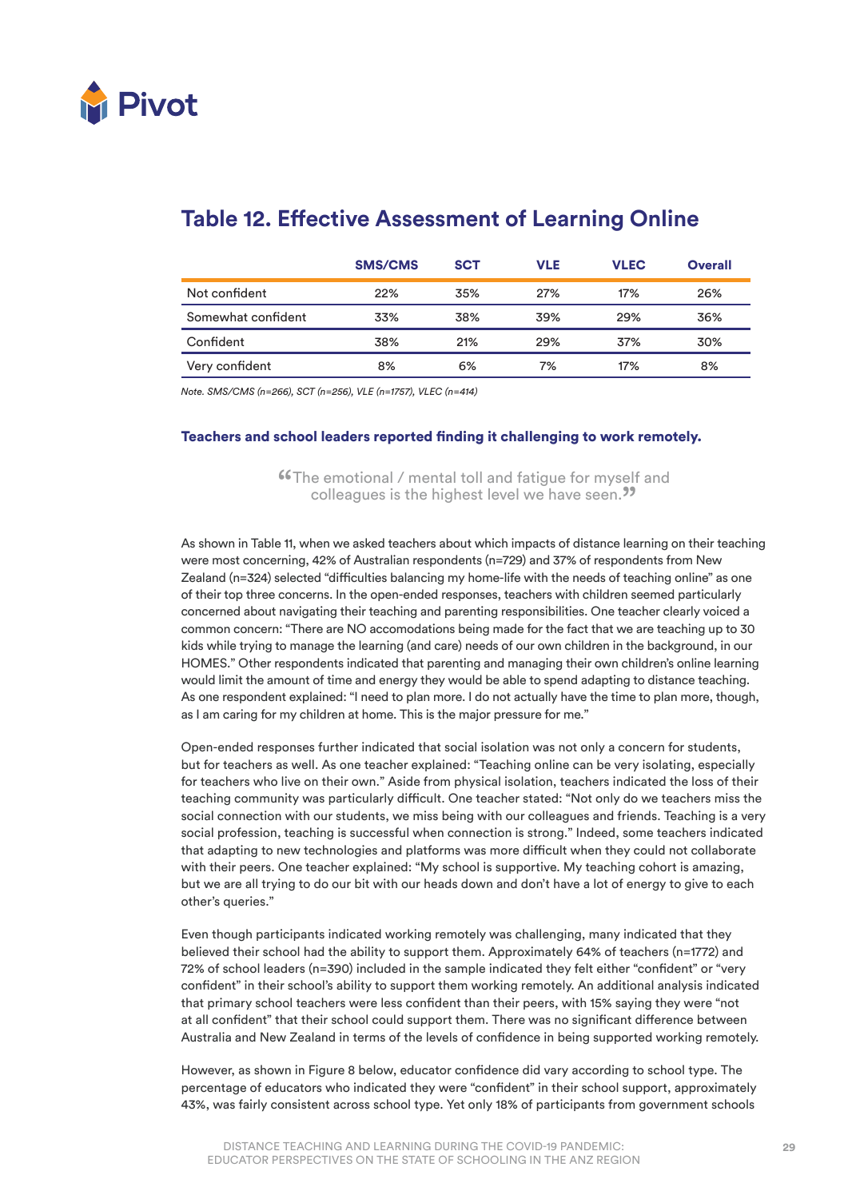## Table 12. Effective Assessment of Learning Online

| | SMS/CMS | SCT | VLE | VLEC | Overall |
|---|---|---|---|---|---|
| Not confident | 22% | 35% | 27% | 17% | 26% |
| Somewhat confident | 33% | 38% | 39% | 29% | 36% |
| Confident | 38% | 21% | 29% | 37% | 30% |
| Very confident | 8% | 6% | 7% | 17% | 8% |

*Note. SMS/CMS (n=266), SCT (n=256), VLE (n=1757), VLEC (n=414)*

**Teachers and school leaders reported finding it challenging to work remotely.**

> "The emotional / mental toll and fatigue for myself and colleagues is the highest level we have seen."

As shown in Table 11, when we asked teachers about which impacts of distance learning on their teaching were most concerning, 42% of Australian respondents (n=729) and 37% of respondents from New Zealand (n=324) selected "difficulties balancing my home-life with the needs of teaching online" as one of their top three concerns. In the open-ended responses, teachers with children seemed particularly concerned about navigating their teaching and parenting responsibilities. One teacher clearly voiced a common concern: "There are NO accomodations being made for the fact that we are teaching up to 30 kids while trying to manage the learning (and care) needs of our own children in the background, in our HOMES." Other respondents indicated that parenting and managing their own children's online learning would limit the amount of time and energy they would be able to spend adapting to distance teaching. As one respondent explained: "I need to plan more. I do not actually have the time to plan more, though, as I am caring for my children at home. This is the major pressure for me."

Open-ended responses further indicated that social isolation was not only a concern for students, but for teachers as well. As one teacher explained: "Teaching online can be very isolating, especially for teachers who live on their own." Aside from physical isolation, teachers indicated the loss of their teaching community was particularly difficult. One teacher stated: "Not only do we teachers miss the social connection with our students, we miss being with our colleagues and friends. Teaching is a very social profession, teaching is successful when connection is strong." Indeed, some teachers indicated that adapting to new technologies and platforms was more difficult when they could not collaborate with their peers. One teacher explained: "My school is supportive. My teaching cohort is amazing, but we are all trying to do our bit with our heads down and don't have a lot of energy to give to each other's queries."

Even though participants indicated working remotely was challenging, many indicated that they believed their school had the ability to support them. Approximately 64% of teachers (n=1772) and 72% of school leaders (n=390) included in the sample indicated they felt either "confident" or "very confident" in their school's ability to support them working remotely. An additional analysis indicated that primary school teachers were less confident than their peers, with 15% saying they were "not at all confident" that their school could support them. There was no significant difference between Australia and New Zealand in terms of the levels of confidence in being supported working remotely.

However, as shown in Figure 8 below, educator confidence did vary according to school type. The percentage of educators who indicated they were "confident" in their school support, approximately 43%, was fairly consistent across school type. Yet only 18% of participants from government schools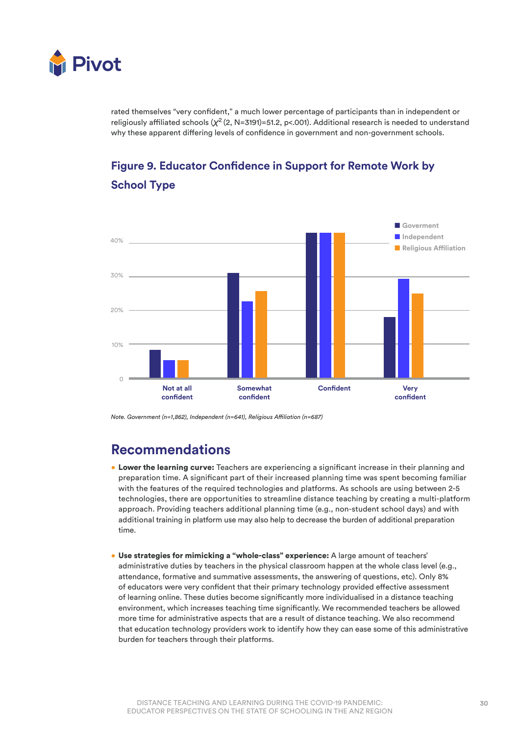rated themselves "very confident," a much lower percentage of participants than in independent or religiously affiliated schools ($\chi^2$ (2, N=3191)=51.2, p<.001). Additional research is needed to understand why these apparent differing levels of confidence in government and non-government schools.

## Figure 9. Educator Confidence in Support for Remote Work by School Type

*Note. Government (n=1,862), Independent (n=641), Religious Affiliation (n=687)*

## Recommendations

- **Lower the learning curve:** Teachers are experiencing a significant increase in their planning and preparation time. A significant part of their increased planning time was spent becoming familiar with the features of the required technologies and platforms. As schools are using between 2-5 technologies, there are opportunities to streamline distance teaching by creating a multi-platform approach. Providing teachers additional planning time (e.g., non-student school days) and with additional training in platform use may also help to decrease the burden of additional preparation time.

- **Use strategies for mimicking a "whole-class" experience:** A large amount of teachers' administrative duties by teachers in the physical classroom happen at the whole class level (e.g., attendance, formative and summative assessments, the answering of questions, etc). Only 8% of educators were very confident that their primary technology provided effective assessment of learning online. These duties become significantly more individualised in a distance teaching environment, which increases teaching time significantly. We recommended teachers be allowed more time for administrative aspects that are a result of distance teaching. We also recommend that education technology providers work to identify how they can ease some of this administrative burden for teachers through their platforms.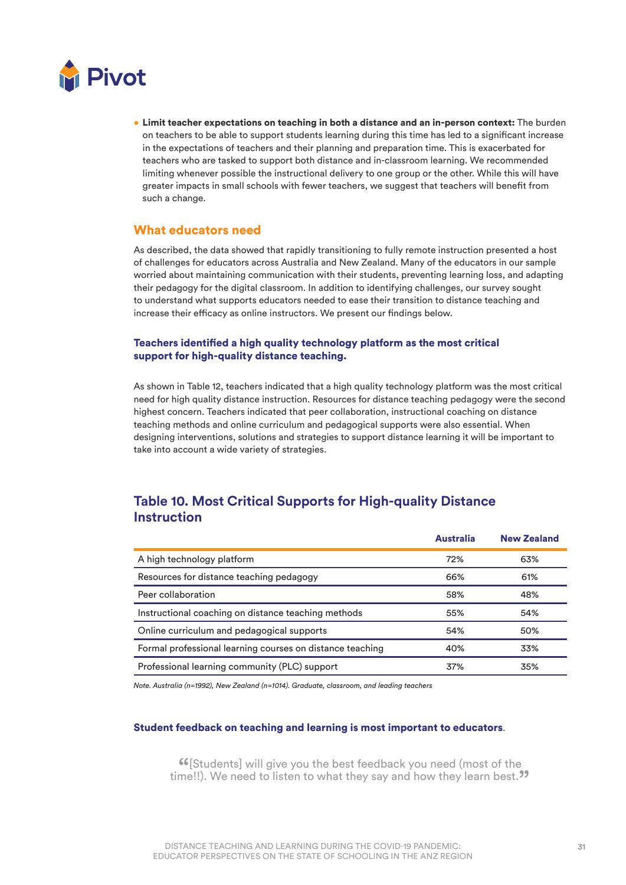- **Limit teacher expectations on teaching in both a distance and an in-person context:** The burden on teachers to be able to support students learning during this time has led to a significant increase in the expectations of teachers and their planning and preparation time. This is exacerbated for teachers who are tasked to support both distance and in-classroom learning. We recommended limiting whenever possible the instructional delivery to one group or the other. While this will have greater impacts in small schools with fewer teachers, we suggest that teachers will benefit from such a change.

## What educators need

As described, the data showed that rapidly transitioning to fully remote instruction presented a host of challenges for educators across Australia and New Zealand. Many of the educators in our sample worried about maintaining communication with their students, preventing learning loss, and adapting their pedagogy for the digital classroom. In addition to identifying challenges, our survey sought to understand what supports educators needed to ease their transition to distance teaching and increase their efficacy as online instructors. We present our findings below.

### Teachers identified a high quality technology platform as the most critical support for high-quality distance teaching.

As shown in Table 12, teachers indicated that a high quality technology platform was the most critical need for high quality distance instruction. Resources for distance teaching pedagogy were the second highest concern. Teachers indicated that peer collaboration, instructional coaching on distance teaching methods and online curriculum and pedagogical supports were also essential. When designing interventions, solutions and strategies to support distance learning it will be important to take into account a wide variety of strategies.

### Table 10. Most Critical Supports for High-quality Distance Instruction

| | Australia | New Zealand |
|---|---|---|
| A high technology platform | 72% | 63% |
| Resources for distance teaching pedagogy | 66% | 61% |
| Peer collaboration | 58% | 48% |
| Instructional coaching on distance teaching methods | 55% | 54% |
| Online curriculum and pedagogical supports | 54% | 50% |
| Formal professional learning courses on distance teaching | 40% | 33% |
| Professional learning community (PLC) support | 37% | 35% |

*Note. Australia (n=1992), New Zealand (n=1014). Graduate, classroom, and leading teachers*

### Student feedback on teaching and learning is most important to educators.

> "[Students] will give you the best feedback you need (most of the time!!). We need to listen to what they say and how they learn best."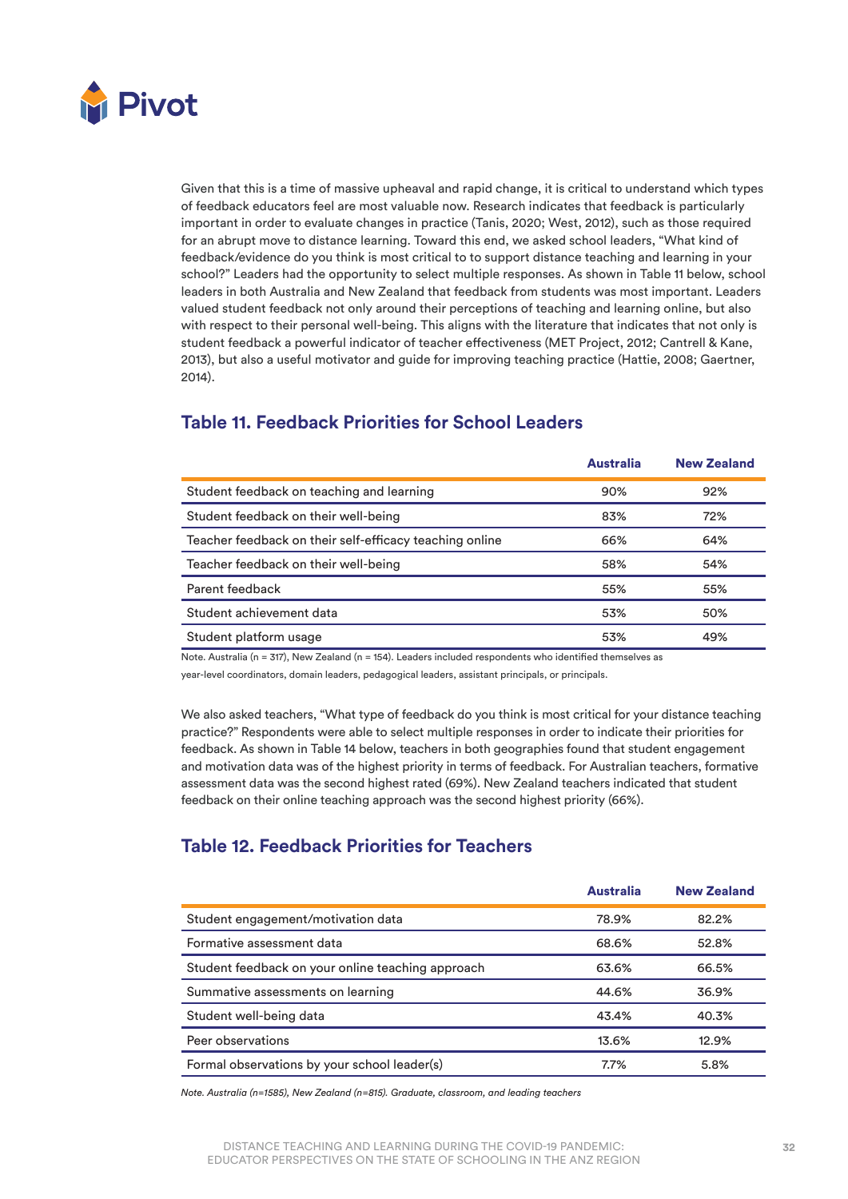Given that this is a time of massive upheaval and rapid change, it is critical to understand which types of feedback educators feel are most valuable now. Research indicates that feedback is particularly important in order to evaluate changes in practice (Tanis, 2020; West, 2012), such as those required for an abrupt move to distance learning. Toward this end, we asked school leaders, "What kind of feedback/evidence do you think is most critical to to support distance teaching and learning in your school?" Leaders had the opportunity to select multiple responses. As shown in Table 11 below, school leaders in both Australia and New Zealand that feedback from students was most important. Leaders valued student feedback not only around their perceptions of teaching and learning online, but also with respect to their personal well-being. This aligns with the literature that indicates that not only is student feedback a powerful indicator of teacher effectiveness (MET Project, 2012; Cantrell & Kane, 2013), but also a useful motivator and guide for improving teaching practice (Hattie, 2008; Gaertner, 2014).

## Table 11. Feedback Priorities for School Leaders

| | Australia | New Zealand |
|---|---|---|
| Student feedback on teaching and learning | 90% | 92% |
| Student feedback on their well-being | 83% | 72% |
| Teacher feedback on their self-efficacy teaching online | 66% | 64% |
| Teacher feedback on their well-being | 58% | 54% |
| Parent feedback | 55% | 55% |
| Student achievement data | 53% | 50% |
| Student platform usage | 53% | 49% |

Note. Australia (n = 317), New Zealand (n = 154). Leaders included respondents who identified themselves as year-level coordinators, domain leaders, pedagogical leaders, assistant principals, or principals.

We also asked teachers, "What type of feedback do you think is most critical for your distance teaching practice?" Respondents were able to select multiple responses in order to indicate their priorities for feedback. As shown in Table 14 below, teachers in both geographies found that student engagement and motivation data was of the highest priority in terms of feedback. For Australian teachers, formative assessment data was the second highest rated (69%). New Zealand teachers indicated that student feedback on their online teaching approach was the second highest priority (66%).

## Table 12. Feedback Priorities for Teachers

| | Australia | New Zealand |
|---|---|---|
| Student engagement/motivation data | 78.9% | 82.2% |
| Formative assessment data | 68.6% | 52.8% |
| Student feedback on your online teaching approach | 63.6% | 66.5% |
| Summative assessments on learning | 44.6% | 36.9% |
| Student well-being data | 43.4% | 40.3% |
| Peer observations | 13.6% | 12.9% |
| Formal observations by your school leader(s) | 7.7% | 5.8% |

*Note. Australia (n=1585), New Zealand (n=815). Graduate, classroom, and leading teachers*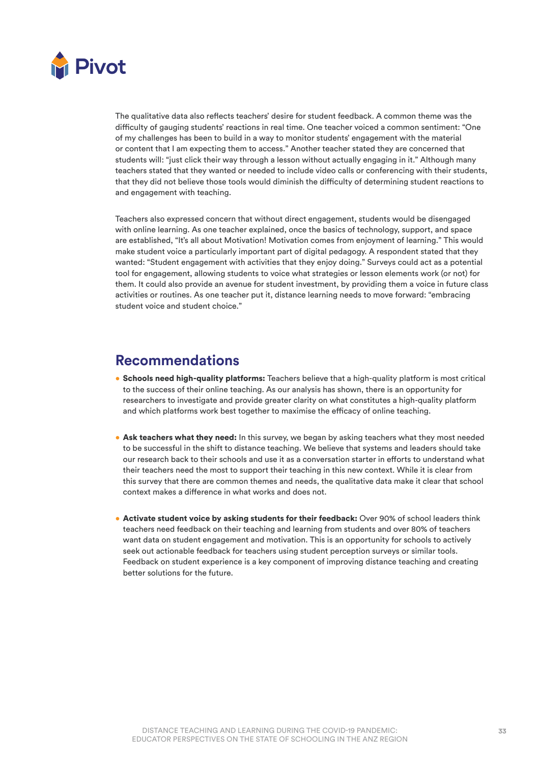The qualitative data also reflects teachers' desire for student feedback. A common theme was the difficulty of gauging students' reactions in real time. One teacher voiced a common sentiment: "One of my challenges has been to build in a way to monitor students' engagement with the material or content that I am expecting them to access." Another teacher stated they are concerned that students will: "just click their way through a lesson without actually engaging in it." Although many teachers stated that they wanted or needed to include video calls or conferencing with their students, that they did not believe those tools would diminish the difficulty of determining student reactions to and engagement with teaching.

Teachers also expressed concern that without direct engagement, students would be disengaged with online learning. As one teacher explained, once the basics of technology, support, and space are established, "It's all about Motivation! Motivation comes from enjoyment of learning." This would make student voice a particularly important part of digital pedagogy. A respondent stated that they wanted: "Student engagement with activities that they enjoy doing." Surveys could act as a potential tool for engagement, allowing students to voice what strategies or lesson elements work (or not) for them. It could also provide an avenue for student investment, by providing them a voice in future class activities or routines. As one teacher put it, distance learning needs to move forward: "embracing student voice and student choice."

## Recommendations

- **Schools need high-quality platforms:** Teachers believe that a high-quality platform is most critical to the success of their online teaching. As our analysis has shown, there is an opportunity for researchers to investigate and provide greater clarity on what constitutes a high-quality platform and which platforms work best together to maximise the efficacy of online teaching.

- **Ask teachers what they need:** In this survey, we began by asking teachers what they most needed to be successful in the shift to distance teaching. We believe that systems and leaders should take our research back to their schools and use it as a conversation starter in efforts to understand what their teachers need the most to support their teaching in this new context. While it is clear from this survey that there are common themes and needs, the qualitative data make it clear that school context makes a difference in what works and does not.

- **Activate student voice by asking students for their feedback:** Over 90% of school leaders think teachers need feedback on their teaching and learning from students and over 80% of teachers want data on student engagement and motivation. This is an opportunity for schools to actively seek out actionable feedback for teachers using student perception surveys or similar tools. Feedback on student experience is a key component of improving distance teaching and creating better solutions for the future.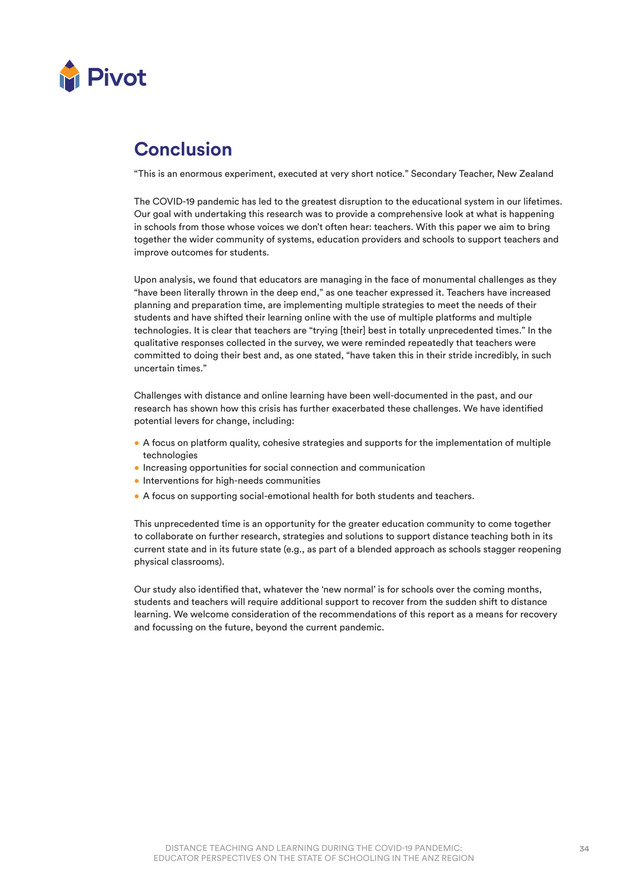## Conclusion

“This is an enormous experiment, executed at very short notice.” Secondary Teacher, New Zealand

The COVID-19 pandemic has led to the greatest disruption to the educational system in our lifetimes. Our goal with undertaking this research was to provide a comprehensive look at what is happening in schools from those whose voices we don’t often hear: teachers. With this paper we aim to bring together the wider community of systems, education providers and schools to support teachers and improve outcomes for students.

Upon analysis, we found that educators are managing in the face of monumental challenges as they “have been literally thrown in the deep end,” as one teacher expressed it. Teachers have increased planning and preparation time, are implementing multiple strategies to meet the needs of their students and have shifted their learning online with the use of multiple platforms and multiple technologies. It is clear that teachers are “trying [their] best in totally unprecedented times.” In the qualitative responses collected in the survey, we were reminded repeatedly that teachers were committed to doing their best and, as one stated, “have taken this in their stride incredibly, in such uncertain times.”

Challenges with distance and online learning have been well-documented in the past, and our research has shown how this crisis has further exacerbated these challenges. We have identified potential levers for change, including:

- A focus on platform quality, cohesive strategies and supports for the implementation of multiple technologies
- Increasing opportunities for social connection and communication
- Interventions for high-needs communities
- A focus on supporting social-emotional health for both students and teachers.

This unprecedented time is an opportunity for the greater education community to come together to collaborate on further research, strategies and solutions to support distance teaching both in its current state and in its future state (e.g., as part of a blended approach as schools stagger reopening physical classrooms).

Our study also identified that, whatever the ‘new normal’ is for schools over the coming months, students and teachers will require additional support to recover from the sudden shift to distance learning. We welcome consideration of the recommendations of this report as a means for recovery and focussing on the future, beyond the current pandemic.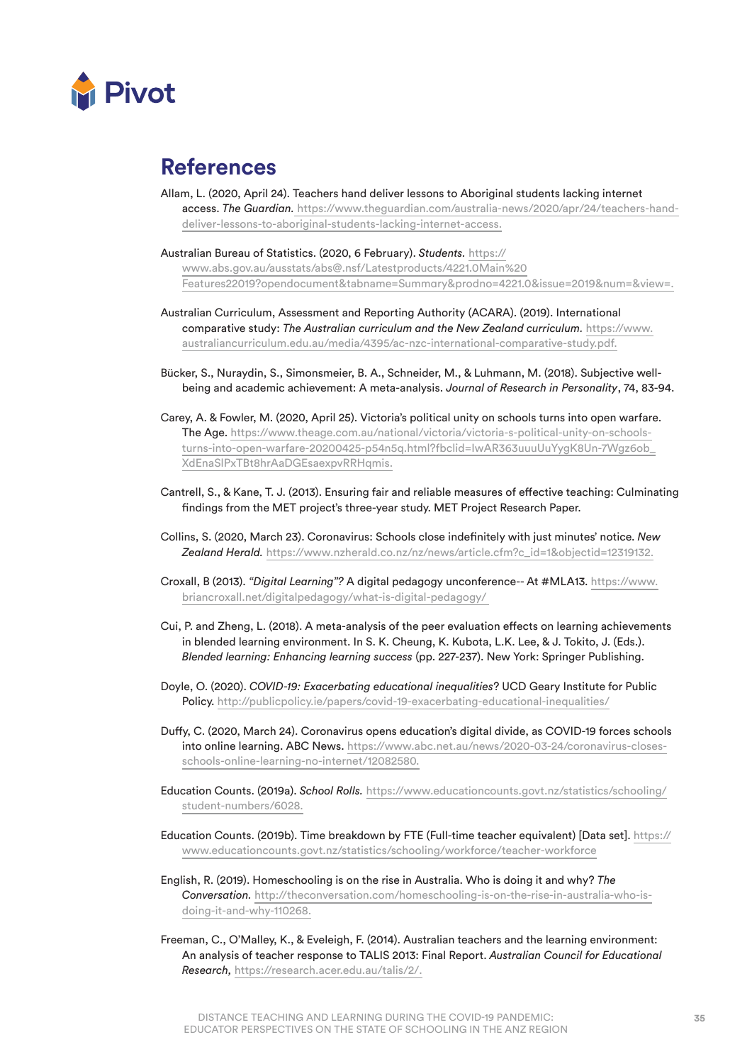## References

Allam, L. (2020, April 24). Teachers hand deliver lessons to Aboriginal students lacking internet access. *The Guardian.* https://www.theguardian.com/australia-news/2020/apr/24/teachers-hand-deliver-lessons-to-aboriginal-students-lacking-internet-access.

Australian Bureau of Statistics. (2020, 6 February). *Students.* https://www.abs.gov.au/ausstats/abs@.nsf/Latestproducts/4221.0Main%20Features22019?opendocument&tabname=Summary&prodno=4221.0&issue=2019&num=&view=.

Australian Curriculum, Assessment and Reporting Authority (ACARA). (2019). International comparative study: *The Australian curriculum and the New Zealand curriculum.* https://www.australiancurriculum.edu.au/media/4395/ac-nzc-international-comparative-study.pdf.

Bücker, S., Nuraydin, S., Simonsmeier, B. A., Schneider, M., & Luhmann, M. (2018). Subjective well-being and academic achievement: A meta-analysis. *Journal of Research in Personality*, 74, 83-94.

Carey, A. & Fowler, M. (2020, April 25). Victoria's political unity on schools turns into open warfare. The Age. https://www.theage.com.au/national/victoria/victoria-s-political-unity-on-schools-turns-into-open-warfare-20200425-p54n5q.html?fbclid=IwAR363uuuUuYygK8Un-7Wgz6ob_XdEnaSlPxTBt8hrAaDGEsaexpvRRHqmis.

Cantrell, S., & Kane, T. J. (2013). Ensuring fair and reliable measures of effective teaching: Culminating findings from the MET project's three-year study. MET Project Research Paper.

Collins, S. (2020, March 23). Coronavirus: Schools close indefinitely with just minutes' notice. *New Zealand Herald.* https://www.nzherald.co.nz/nz/news/article.cfm?c_id=1&objectid=12319132.

Croxall, B (2013). *"Digital Learning"?* A digital pedagogy unconference-- At #MLA13. https://www.briancroxall.net/digitalpedagogy/what-is-digital-pedagogy/

Cui, P. and Zheng, L. (2018). A meta-analysis of the peer evaluation effects on learning achievements in blended learning environment. In S. K. Cheung, K. Kubota, L.K. Lee, & J. Tokito, J. (Eds.). *Blended learning: Enhancing learning success* (pp. 227-237). New York: Springer Publishing.

Doyle, O. (2020). *COVID-19: Exacerbating educational inequalities*? UCD Geary Institute for Public Policy. http://publicpolicy.ie/papers/covid-19-exacerbating-educational-inequalities/

Duffy, C. (2020, March 24). Coronavirus opens education's digital divide, as COVID-19 forces schools into online learning. ABC News. https://www.abc.net.au/news/2020-03-24/coronavirus-closes-schools-online-learning-no-internet/12082580.

Education Counts. (2019a). *School Rolls.* https://www.educationcounts.govt.nz/statistics/schooling/student-numbers/6028.

Education Counts. (2019b). Time breakdown by FTE (Full-time teacher equivalent) [Data set]. https://www.educationcounts.govt.nz/statistics/schooling/workforce/teacher-workforce

English, R. (2019). Homeschooling is on the rise in Australia. Who is doing it and why? *The Conversation.* http://theconversation.com/homeschooling-is-on-the-rise-in-australia-who-is-doing-it-and-why-110268.

Freeman, C., O'Malley, K., & Eveleigh, F. (2014). Australian teachers and the learning environment: An analysis of teacher response to TALIS 2013: Final Report. *Australian Council for Educational Research,* https://research.acer.edu.au/talis/2/.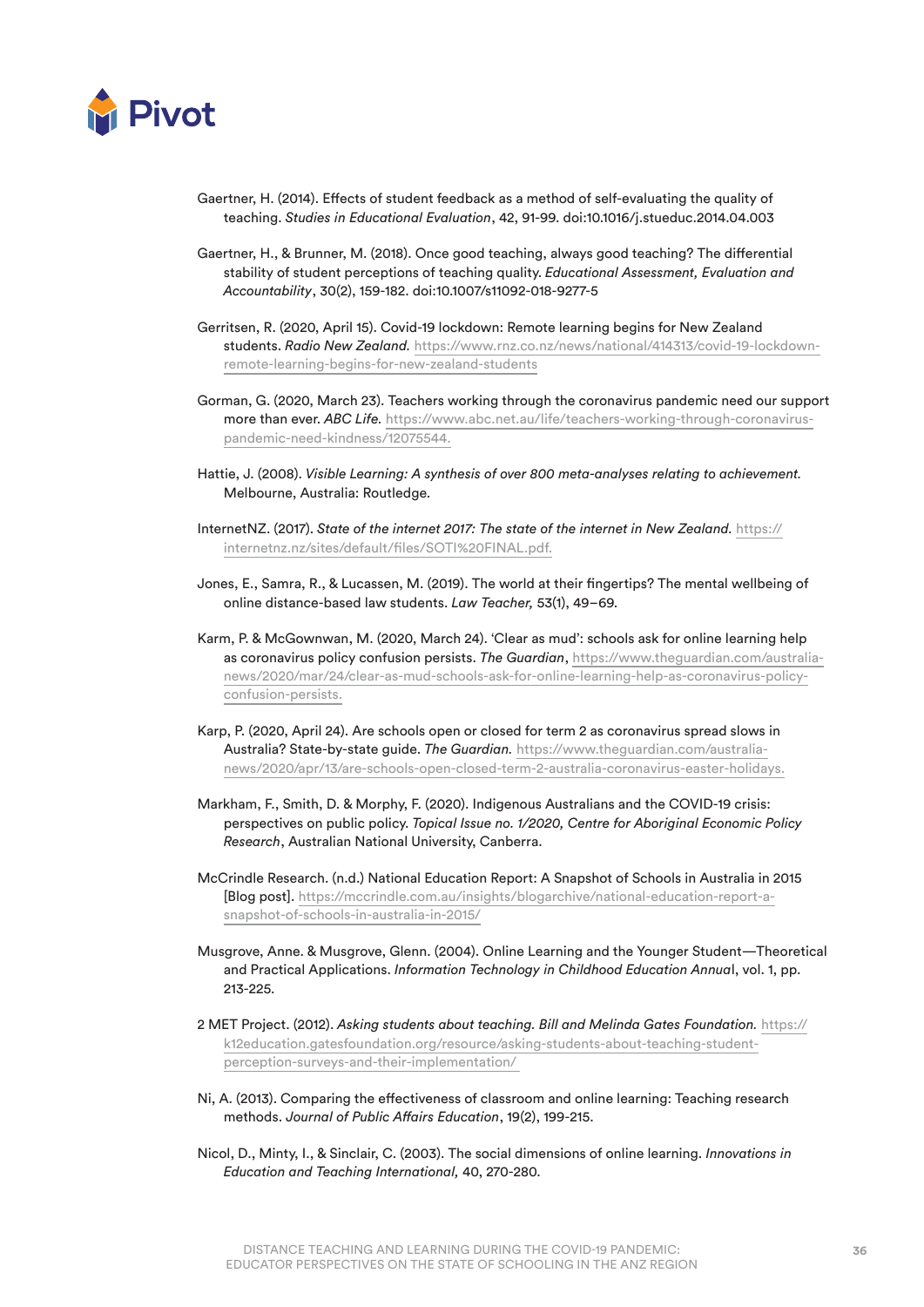Gaertner, H. (2014). Effects of student feedback as a method of self-evaluating the quality of teaching. *Studies in Educational Evaluation*, 42, 91-99. doi:10.1016/j.stueduc.2014.04.003

Gaertner, H., & Brunner, M. (2018). Once good teaching, always good teaching? The differential stability of student perceptions of teaching quality. *Educational Assessment, Evaluation and Accountability*, 30(2), 159-182. doi:10.1007/s11092-018-9277-5

Gerritsen, R. (2020, April 15). Covid-19 lockdown: Remote learning begins for New Zealand students. *Radio New Zealand.* https://www.rnz.co.nz/news/national/414313/covid-19-lockdown-remote-learning-begins-for-new-zealand-students

Gorman, G. (2020, March 23). Teachers working through the coronavirus pandemic need our support more than ever. *ABC Life.* https://www.abc.net.au/life/teachers-working-through-coronavirus-pandemic-need-kindness/12075544.

Hattie, J. (2008). *Visible Learning: A synthesis of over 800 meta-analyses relating to achievement.* Melbourne, Australia: Routledge.

InternetNZ. (2017). *State of the internet 2017: The state of the internet in New Zealand.* https://internetnz.nz/sites/default/files/SOTI%20FINAL.pdf.

Jones, E., Samra, R., & Lucassen, M. (2019). The world at their fingertips? The mental wellbeing of online distance-based law students. *Law Teacher,* 53(1), 49–69.

Karm, P. & McGownwan, M. (2020, March 24). 'Clear as mud': schools ask for online learning help as coronavirus policy confusion persists. *The Guardian*, https://www.theguardian.com/australia-news/2020/mar/24/clear-as-mud-schools-ask-for-online-learning-help-as-coronavirus-policy-confusion-persists.

Karp, P. (2020, April 24). Are schools open or closed for term 2 as coronavirus spread slows in Australia? State-by-state guide. *The Guardian.* https://www.theguardian.com/australia-news/2020/apr/13/are-schools-open-closed-term-2-australia-coronavirus-easter-holidays.

Markham, F., Smith, D. & Morphy, F. (2020). Indigenous Australians and the COVID-19 crisis: perspectives on public policy. *Topical Issue no. 1/2020, Centre for Aboriginal Economic Policy Research*, Australian National University, Canberra.

McCrindle Research. (n.d.) National Education Report: A Snapshot of Schools in Australia in 2015 [Blog post]. https://mccrindle.com.au/insights/blogarchive/national-education-report-a-snapshot-of-schools-in-australia-in-2015/

Musgrove, Anne. & Musgrove, Glenn. (2004). Online Learning and the Younger Student—Theoretical and Practical Applications. *Information Technology in Childhood Education Annual*, vol. 1, pp. 213-225.

2 MET Project. (2012). *Asking students about teaching. Bill and Melinda Gates Foundation.* https://k12education.gatesfoundation.org/resource/asking-students-about-teaching-student-perception-surveys-and-their-implementation/

Ni, A. (2013). Comparing the effectiveness of classroom and online learning: Teaching research methods. *Journal of Public Affairs Education*, 19(2), 199-215.

Nicol, D., Minty, I., & Sinclair, C. (2003). The social dimensions of online learning. *Innovations in Education and Teaching International,* 40, 270-280.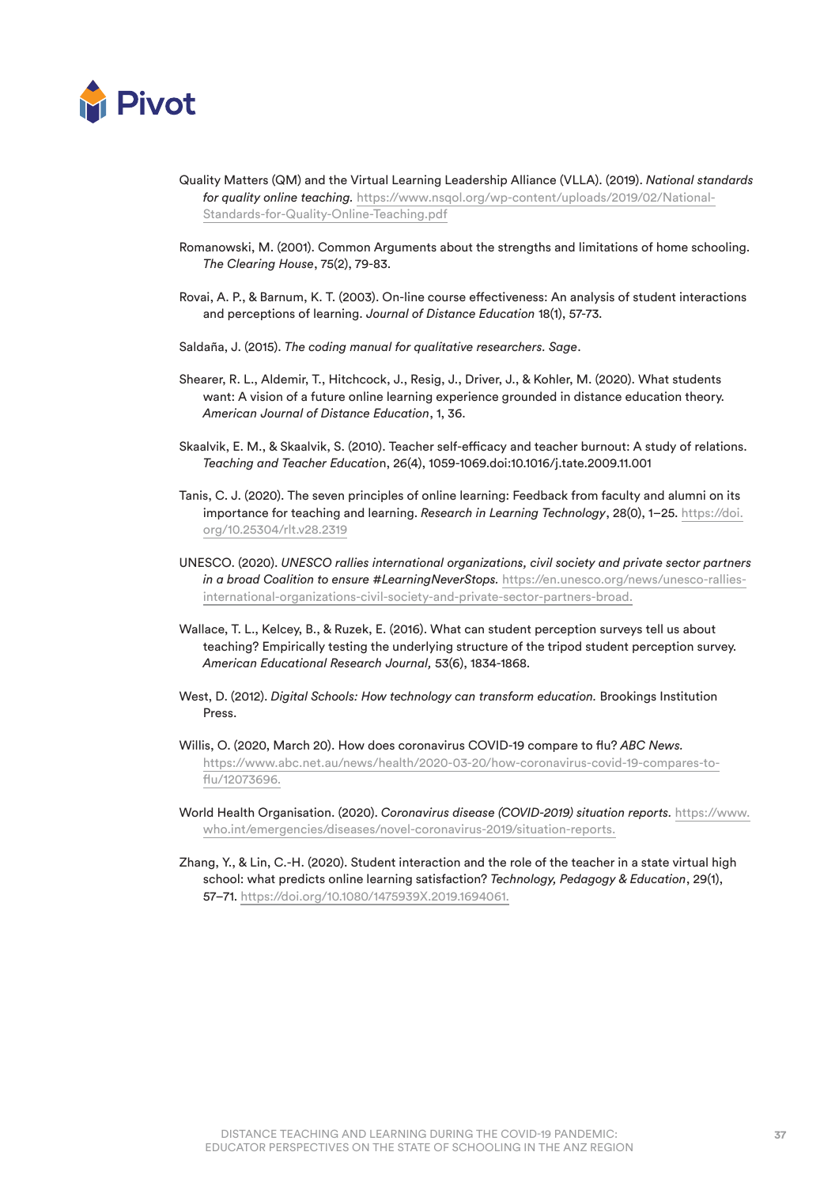Quality Matters (QM) and the Virtual Learning Leadership Alliance (VLLA). (2019). *National standards for quality online teaching.* https://www.nsqol.org/wp-content/uploads/2019/02/National-Standards-for-Quality-Online-Teaching.pdf

Romanowski, M. (2001). Common Arguments about the strengths and limitations of home schooling. *The Clearing House*, 75(2), 79-83.

Rovai, A. P., & Barnum, K. T. (2003). On-line course effectiveness: An analysis of student interactions and perceptions of learning. *Journal of Distance Education* 18(1), 57-73.

Saldaña, J. (2015). *The coding manual for qualitative researchers. Sage*.

Shearer, R. L., Aldemir, T., Hitchcock, J., Resig, J., Driver, J., & Kohler, M. (2020). What students want: A vision of a future online learning experience grounded in distance education theory. *American Journal of Distance Education*, 1, 36.

Skaalvik, E. M., & Skaalvik, S. (2010). Teacher self-efficacy and teacher burnout: A study of relations. *Teaching and Teacher Education*, 26(4), 1059-1069.doi:10.1016/j.tate.2009.11.001

Tanis, C. J. (2020). The seven principles of online learning: Feedback from faculty and alumni on its importance for teaching and learning. *Research in Learning Technology*, 28(0), 1–25. https://doi.org/10.25304/rlt.v28.2319

UNESCO. (2020). *UNESCO rallies international organizations, civil society and private sector partners in a broad Coalition to ensure #LearningNeverStops.* https://en.unesco.org/news/unesco-rallies-international-organizations-civil-society-and-private-sector-partners-broad.

Wallace, T. L., Kelcey, B., & Ruzek, E. (2016). What can student perception surveys tell us about teaching? Empirically testing the underlying structure of the tripod student perception survey. *American Educational Research Journal,* 53(6), 1834-1868.

West, D. (2012). *Digital Schools: How technology can transform education.* Brookings Institution Press.

Willis, O. (2020, March 20). How does coronavirus COVID-19 compare to flu? *ABC News.* https://www.abc.net.au/news/health/2020-03-20/how-coronavirus-covid-19-compares-to-flu/12073696.

World Health Organisation. (2020). *Coronavirus disease (COVID-2019) situation reports.* https://www.who.int/emergencies/diseases/novel-coronavirus-2019/situation-reports.

Zhang, Y., & Lin, C.-H. (2020). Student interaction and the role of the teacher in a state virtual high school: what predicts online learning satisfaction? *Technology, Pedagogy & Education*, 29(1), 57–71. https://doi.org/10.1080/1475939X.2019.1694061.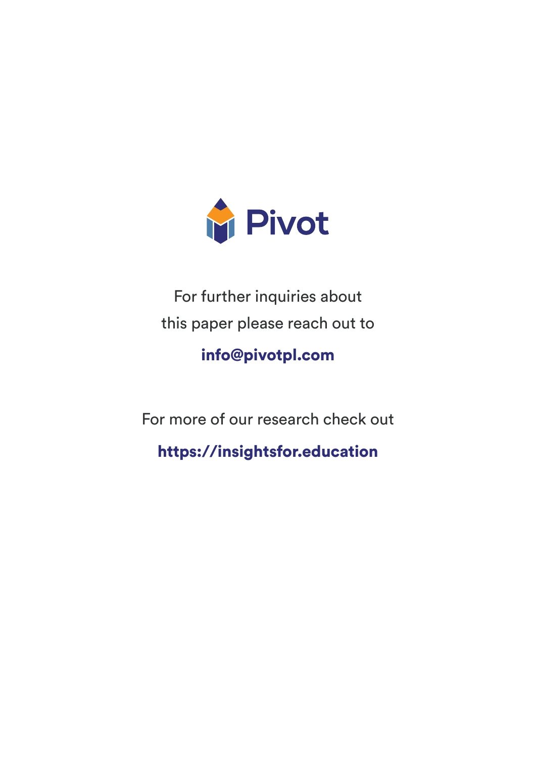Pivot

For further inquiries about
this paper please reach out to

**info@pivotpl.com**

For more of our research check out

**https://insightsfor.education**